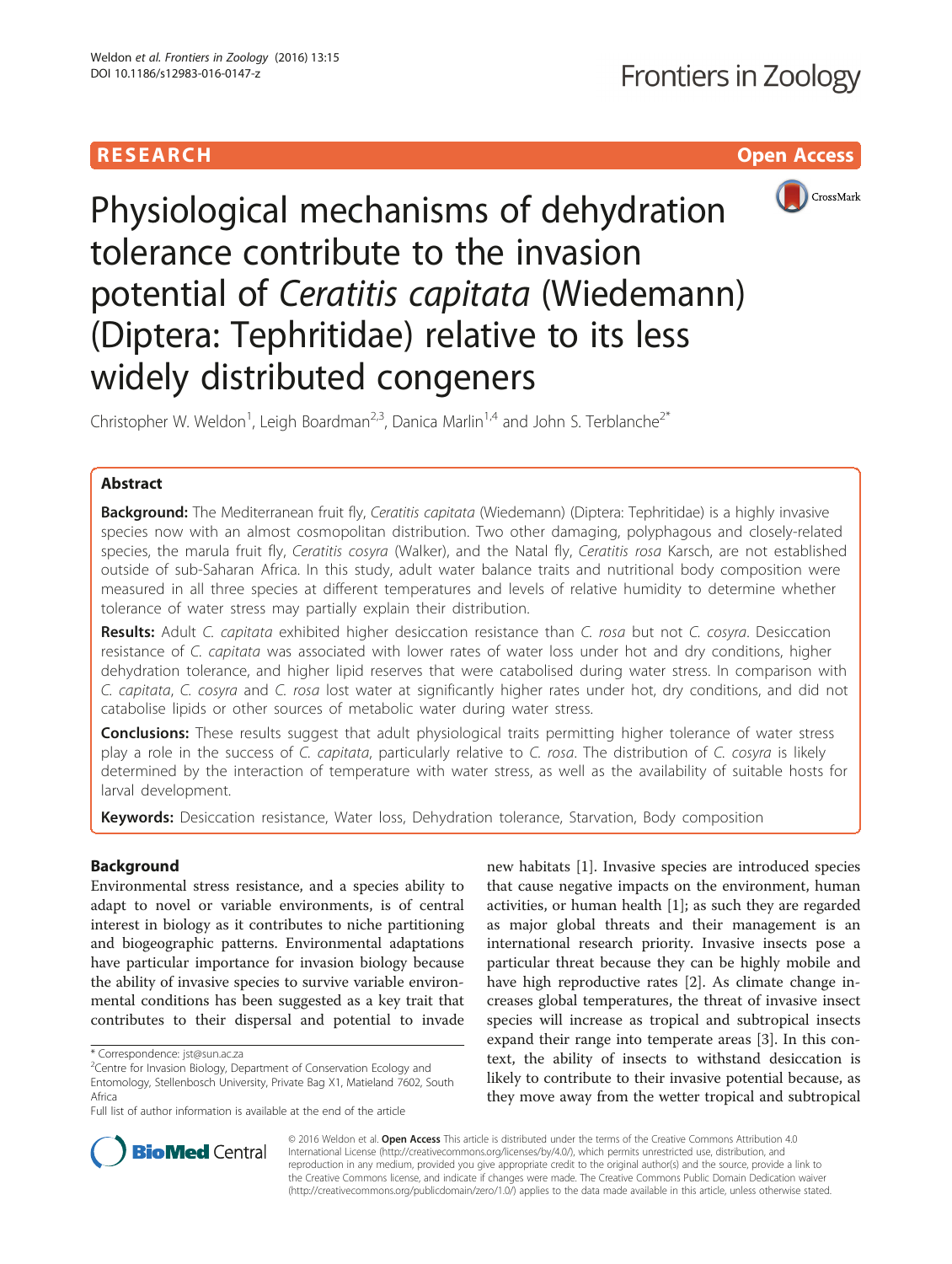RESEARCH Open Access

# Physiological mechanisms of dehydration tolerance contribute to the invasion potential of *Ceratitis capitata* (Wiedemann) (Diptera: Tephritidae) relative to its less widely distributed congeners

Christopher W. Weldon[1], Leigh Boardman[2,3], Danica Marlin[1,4] and John S. Terblanche[2*]

## Abstract

**Background:** The Mediterranean fruit fly, *Ceratitis capitata* (Wiedemann) (Diptera: Tephritidae) is a highly invasive species now with an almost cosmopolitan distribution. Two other damaging, polyphagous and closely-related species, the marula fruit fly, *Ceratitis cosyra* (Walker), and the Natal fly, *Ceratitis rosa* Karsch, are not established outside of sub-Saharan Africa. In this study, adult water balance traits and nutritional body composition were measured in all three species at different temperatures and levels of relative humidity to determine whether tolerance of water stress may partially explain their distribution.

**Results:** Adult *C. capitata* exhibited higher desiccation resistance than *C. rosa* but not *C. cosyra*. Desiccation resistance of *C. capitata* was associated with lower rates of water loss under hot and dry conditions, higher dehydration tolerance, and higher lipid reserves that were catabolised during water stress. In comparison with *C. capitata*, *C. cosyra* and *C. rosa* lost water at significantly higher rates under hot, dry conditions, and did not catabolise lipids or other sources of metabolic water during water stress.

**Conclusions:** These results suggest that adult physiological traits permitting higher tolerance of water stress play a role in the success of *C. capitata*, particularly relative to *C. rosa*. The distribution of *C. cosyra* is likely determined by the interaction of temperature with water stress, as well as the availability of suitable hosts for larval development.

**Keywords:** Desiccation resistance, Water loss, Dehydration tolerance, Starvation, Body composition

## Background

Environmental stress resistance, and a species ability to adapt to novel or variable environments, is of central interest in biology as it contributes to niche partitioning and biogeographic patterns. Environmental adaptations have particular importance for invasion biology because the ability of invasive species to survive variable environmental conditions has been suggested as a key trait that contributes to their dispersal and potential to invade new habitats [1]. Invasive species are introduced species that cause negative impacts on the environment, human activities, or human health [1]; as such they are regarded as major global threats and their management is an international research priority. Invasive insects pose a particular threat because they can be highly mobile and have high reproductive rates [2]. As climate change increases global temperatures, the threat of invasive insect species will increase as tropical and subtropical insects expand their range into temperate areas [3]. In this context, the ability of insects to withstand desiccation is likely to contribute to their invasive potential because, as they move away from the wetter tropical and subtropical

\* Correspondence: jst@sun.ac.za
[2]Centre for Invasion Biology, Department of Conservation Ecology and Entomology, Stellenbosch University, Private Bag X1, Matieland 7602, South Africa
Full list of author information is available at the end of the article

© 2016 Weldon et al. **Open Access** This article is distributed under the terms of the Creative Commons Attribution 4.0 International License (http://creativecommons.org/licenses/by/4.0/), which permits unrestricted use, distribution, and reproduction in any medium, provided you give appropriate credit to the original author(s) and the source, provide a link to the Creative Commons license, and indicate if changes were made. The Creative Commons Public Domain Dedication waiver (http://creativecommons.org/publicdomain/zero/1.0/) applies to the data made available in this article, unless otherwise stated.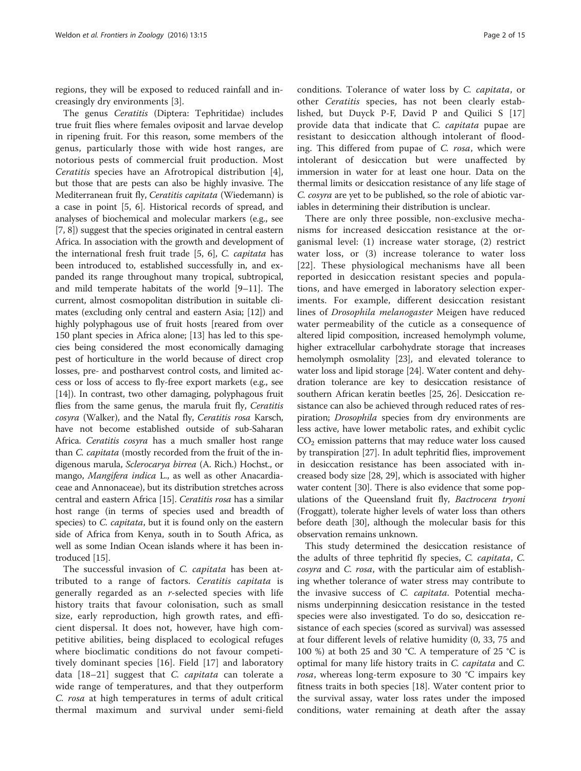regions, they will be exposed to reduced rainfall and increasingly dry environments [3].

The genus *Ceratitis* (Diptera: Tephritidae) includes true fruit flies where females oviposit and larvae develop in ripening fruit. For this reason, some members of the genus, particularly those with wide host ranges, are notorious pests of commercial fruit production. Most *Ceratitis* species have an Afrotropical distribution [4], but those that are pests can also be highly invasive. The Mediterranean fruit fly, *Ceratitis capitata* (Wiedemann) is a case in point [5, 6]. Historical records of spread, and analyses of biochemical and molecular markers (e.g., see [7, 8]) suggest that the species originated in central eastern Africa. In association with the growth and development of the international fresh fruit trade [5, 6], *C. capitata* has been introduced to, established successfully in, and expanded its range throughout many tropical, subtropical, and mild temperate habitats of the world [9–11]. The current, almost cosmopolitan distribution in suitable climates (excluding only central and eastern Asia; [12]) and highly polyphagous use of fruit hosts [reared from over 150 plant species in Africa alone; [13] has led to this species being considered the most economically damaging pest of horticulture in the world because of direct crop losses, pre- and postharvest control costs, and limited access or loss of access to fly-free export markets (e.g., see [14]). In contrast, two other damaging, polyphagous fruit flies from the same genus, the marula fruit fly, *Ceratitis cosyra* (Walker), and the Natal fly, *Ceratitis rosa* Karsch, have not become established outside of sub-Saharan Africa. *Ceratitis cosyra* has a much smaller host range than *C. capitata* (mostly recorded from the fruit of the indigenous marula, *Sclerocarya birrea* (A. Rich.) Hochst., or mango, *Mangifera indica* L., as well as other Anacardiaceae and Annonaceae), but its distribution stretches across central and eastern Africa [15]. *Ceratitis rosa* has a similar host range (in terms of species used and breadth of species) to *C. capitata*, but it is found only on the eastern side of Africa from Kenya, south in to South Africa, as well as some Indian Ocean islands where it has been introduced [15].

The successful invasion of *C. capitata* has been attributed to a range of factors. *Ceratitis capitata* is generally regarded as an *r*-selected species with life history traits that favour colonisation, such as small size, early reproduction, high growth rates, and efficient dispersal. It does not, however, have high competitive abilities, being displaced to ecological refuges where bioclimatic conditions do not favour competitively dominant species [16]. Field [17] and laboratory data [18–21] suggest that *C. capitata* can tolerate a wide range of temperatures, and that they outperform *C. rosa* at high temperatures in terms of adult critical thermal maximum and survival under semi-field conditions. Tolerance of water loss by *C. capitata*, or other *Ceratitis* species, has not been clearly established, but Duyck P-F, David P and Quilici S [17] provide data that indicate that *C. capitata* pupae are resistant to desiccation although intolerant of flooding. This differed from pupae of *C. rosa*, which were intolerant of desiccation but were unaffected by immersion in water for at least one hour. Data on the thermal limits or desiccation resistance of any life stage of *C. cosyra* are yet to be published, so the role of abiotic variables in determining their distribution is unclear.

There are only three possible, non-exclusive mechanisms for increased desiccation resistance at the organismal level: (1) increase water storage, (2) restrict water loss, or (3) increase tolerance to water loss [22]. These physiological mechanisms have all been reported in desiccation resistant species and populations, and have emerged in laboratory selection experiments. For example, different desiccation resistant lines of *Drosophila melanogaster* Meigen have reduced water permeability of the cuticle as a consequence of altered lipid composition, increased hemolymph volume, higher extracellular carbohydrate storage that increases hemolymph osmolality [23], and elevated tolerance to water loss and lipid storage [24]. Water content and dehydration tolerance are key to desiccation resistance of southern African keratin beetles [25, 26]. Desiccation resistance can also be achieved through reduced rates of respiration; *Drosophila* species from dry environments are less active, have lower metabolic rates, and exhibit cyclic $CO_2$ emission patterns that may reduce water loss caused by transpiration [27]. In adult tephritid flies, improvement in desiccation resistance has been associated with increased body size [28, 29], which is associated with higher water content [30]. There is also evidence that some populations of the Queensland fruit fly, *Bactrocera tryoni* (Froggatt), tolerate higher levels of water loss than others before death [30], although the molecular basis for this observation remains unknown.

This study determined the desiccation resistance of the adults of three tephritid fly species, *C. capitata*, *C. cosyra* and *C. rosa*, with the particular aim of establishing whether tolerance of water stress may contribute to the invasive success of *C. capitata*. Potential mechanisms underpinning desiccation resistance in the tested species were also investigated. To do so, desiccation resistance of each species (scored as survival) was assessed at four different levels of relative humidity (0, 33, 75 and 100 %) at both 25 and 30 °C. A temperature of 25 °C is optimal for many life history traits in *C. capitata* and *C. rosa*, whereas long-term exposure to 30 °C impairs key fitness traits in both species [18]. Water content prior to the survival assay, water loss rates under the imposed conditions, water remaining at death after the assay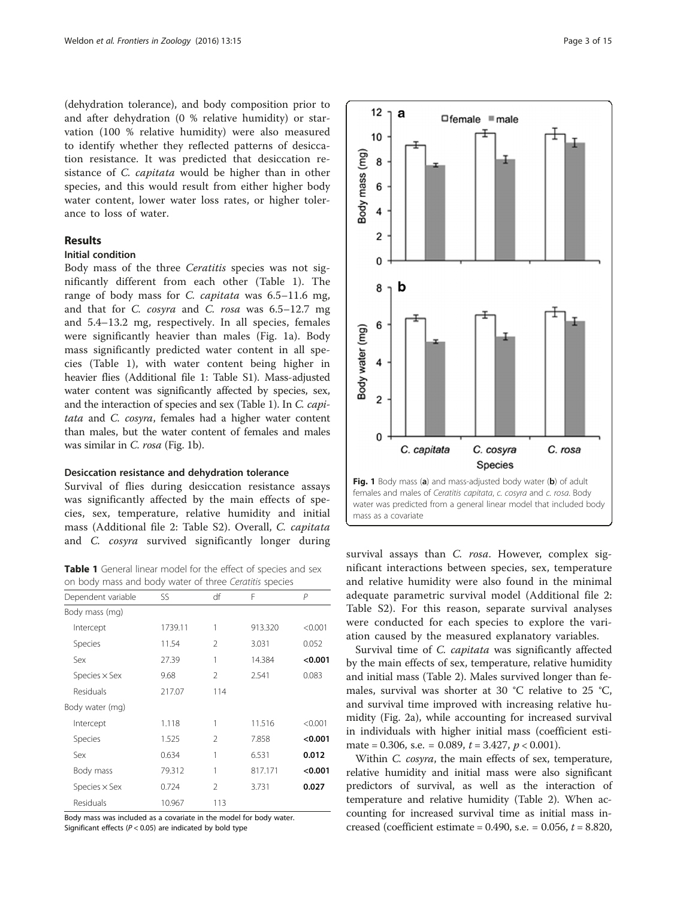(dehydration tolerance), and body composition prior to and after dehydration (0 % relative humidity) or starvation (100 % relative humidity) were also measured to identify whether they reflected patterns of desiccation resistance. It was predicted that desiccation resistance of *C. capitata* would be higher than in other species, and this would result from either higher body water content, lower water loss rates, or higher tolerance to loss of water.

## Results

### Initial condition

Body mass of the three *Ceratitis* species was not significantly different from each other (Table 1). The range of body mass for *C. capitata* was 6.5–11.6 mg, and that for *C. cosyra* and *C. rosa* was 6.5–12.7 mg and 5.4–13.2 mg, respectively. In all species, females were significantly heavier than males (Fig. 1a). Body mass significantly predicted water content in all species (Table 1), with water content being higher in heavier flies (Additional file 1: Table S1). Mass-adjusted water content was significantly affected by species, sex, and the interaction of species and sex (Table 1). In *C. capitata* and *C. cosyra*, females had a higher water content than males, but the water content of females and males was similar in *C. rosa* (Fig. 1b).

### Desiccation resistance and dehydration tolerance

Survival of flies during desiccation resistance assays was significantly affected by the main effects of species, sex, temperature, relative humidity and initial mass (Additional file 2: Table S2). Overall, *C. capitata* and *C. cosyra* survived significantly longer during survival assays than *C. rosa*. However, complex significant interactions between species, sex, temperature and relative humidity were also found in the minimal adequate parametric survival model (Additional file 2: Table S2). For this reason, separate survival analyses were conducted for each species to explore the variation caused by the measured explanatory variables.

**Table 1** General linear model for the effect of species and sex on body mass and body water of three *Ceratitis* species

| Dependent variable | SS | df | F | P |
|---|---|---|---|---|
| Body mass (mg) | | | | |
| Intercept | 1739.11 | 1 | 913.320 | <0.001 |
| Species | 11.54 | 2 | 3.031 | 0.052 |
| Sex | 27.39 | 1 | 14.384 | **<0.001** |
| Species × Sex | 9.68 | 2 | 2.541 | 0.083 |
| Residuals | 217.07 | 114 | | |
| Body water (mg) | | | | |
| Intercept | 1.118 | 1 | 11.516 | <0.001 |
| Species | 1.525 | 2 | 7.858 | **<0.001** |
| Sex | 0.634 | 1 | 6.531 | **0.012** |
| Body mass | 79.312 | 1 | 817.171 | **<0.001** |
| Species × Sex | 0.724 | 2 | 3.731 | **0.027** |
| Residuals | 10.967 | 113 | | |

Body mass was included as a covariate in the model for body water.
Significant effects ($P < 0.05$) are indicated by bold type

**Fig. 1** Body mass (**a**) and mass-adjusted body water (**b**) of adult females and males of *Ceratitis capitata*, *c. cosyra* and *c. rosa*. Body water was predicted from a general linear model that included body mass as a covariate

Survival time of *C. capitata* was significantly affected by the main effects of sex, temperature, relative humidity and initial mass (Table 2). Males survived longer than females, survival was shorter at 30 °C relative to 25 °C, and survival time improved with increasing relative humidity (Fig. 2a), while accounting for increased survival in individuals with higher initial mass (coefficient estimate = 0.306, s.e. = 0.089, $t = 3.427$, $p < 0.001$).

Within *C. cosyra*, the main effects of sex, temperature, relative humidity and initial mass were also significant predictors of survival, as well as the interaction of temperature and relative humidity (Table 2). When accounting for increased survival time as initial mass increased (coefficient estimate = 0.490, s.e. = 0.056, $t = 8.820$,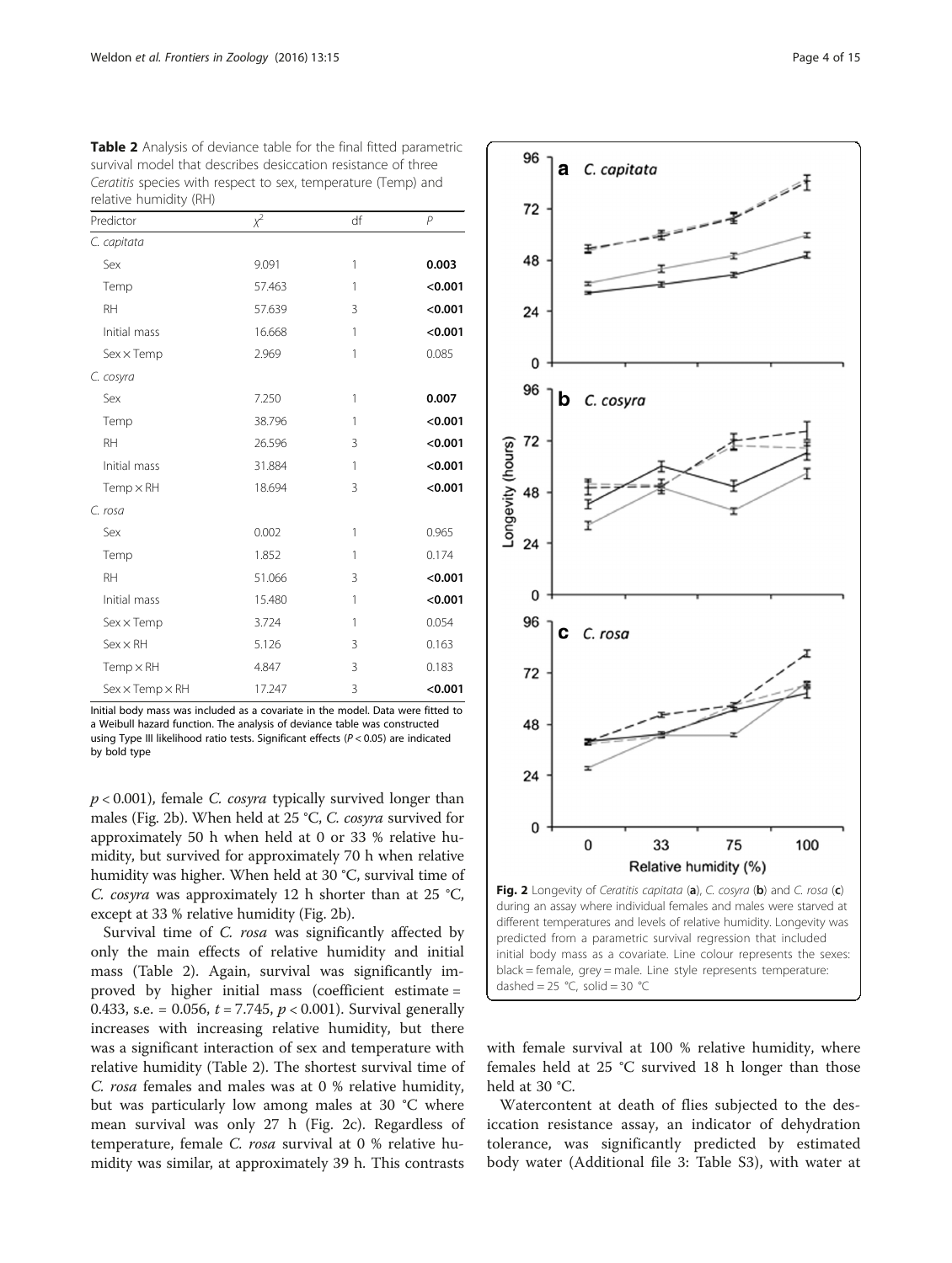**Table 2** Analysis of deviance table for the final fitted parametric survival model that describes desiccation resistance of three *Ceratitis* species with respect to sex, temperature (Temp) and relative humidity (RH)

| Predictor | $\chi^2$ | df | *P* |
|---|---|---|---|
| *C. capitata* | | | |
| Sex | 9.091 | 1 | **0.003** |
| Temp | 57.463 | 1 | **<0.001** |
| RH | 57.639 | 3 | **<0.001** |
| Initial mass | 16.668 | 1 | **<0.001** |
| Sex × Temp | 2.969 | 1 | 0.085 |
| *C. cosyra* | | | |
| Sex | 7.250 | 1 | **0.007** |
| Temp | 38.796 | 1 | **<0.001** |
| RH | 26.596 | 3 | **<0.001** |
| Initial mass | 31.884 | 1 | **<0.001** |
| Temp × RH | 18.694 | 3 | **<0.001** |
| *C. rosa* | | | |
| Sex | 0.002 | 1 | 0.965 |
| Temp | 1.852 | 1 | 0.174 |
| RH | 51.066 | 3 | **<0.001** |
| Initial mass | 15.480 | 1 | **<0.001** |
| Sex × Temp | 3.724 | 1 | 0.054 |
| Sex × RH | 5.126 | 3 | 0.163 |
| Temp × RH | 4.847 | 3 | 0.183 |
| Sex × Temp × RH | 17.247 | 3 | **<0.001** |

Initial body mass was included as a covariate in the model. Data were fitted to a Weibull hazard function. The analysis of deviance table was constructed using Type III likelihood ratio tests. Significant effects ($P < 0.05$) are indicated by bold type

$p < 0.001$), female *C. cosyra* typically survived longer than males (Fig. 2b). When held at 25 °C, *C. cosyra* survived for approximately 50 h when held at 0 or 33 % relative humidity, but survived for approximately 70 h when relative humidity was higher. When held at 30 °C, survival time of *C. cosyra* was approximately 12 h shorter than at 25 °C, except at 33 % relative humidity (Fig. 2b).

Survival time of *C. rosa* was significantly affected by only the main effects of relative humidity and initial mass (Table 2). Again, survival was significantly improved by higher initial mass (coefficient estimate = 0.433, s.e. = 0.056, $t = 7.745$, $p < 0.001$). Survival generally increases with increasing relative humidity, but there was a significant interaction of sex and temperature with relative humidity (Table 2). The shortest survival time of *C. rosa* females and males was at 0 % relative humidity, but was particularly low among males at 30 °C where mean survival was only 27 h (Fig. 2c). Regardless of temperature, female *C. rosa* survival at 0 % relative humidity was similar, at approximately 39 h. This contrasts with female survival at 100 % relative humidity, where females held at 25 °C survived 18 h longer than those held at 30 °C.

**Fig. 2** Longevity of *Ceratitis capitata* (**a**), *C. cosyra* (**b**) and *C. rosa* (**c**) during an assay where individual females and males were starved at different temperatures and levels of relative humidity. Longevity was predicted from a parametric survival regression that included initial body mass as a covariate. Line colour represents the sexes: black = female, grey = male. Line style represents temperature: dashed = 25 °C, solid = 30 °C

Watercontent at death of flies subjected to the desiccation resistance assay, an indicator of dehydration tolerance, was significantly predicted by estimated body water (Additional file 3: Table S3), with water at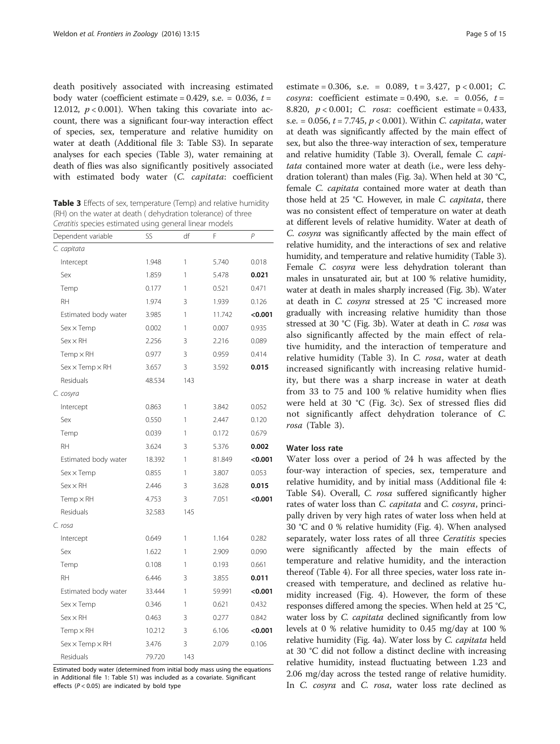death positively associated with increasing estimated body water (coefficient estimate = 0.429, s.e. = 0.036, $t = 12.012$, $p < 0.001$). When taking this covariate into account, there was a significant four-way interaction effect of species, sex, temperature and relative humidity on water at death (Additional file 3: Table S3). In separate analyses for each species (Table 3), water remaining at death of flies was also significantly positively associated with estimated body water (*C. capitata*: coefficient estimate = 0.306, s.e. = 0.089, $t = 3.427$, $p < 0.001$; *C. cosyra*: coefficient estimate = 0.490, s.e. = 0.056, $t = 8.820$, $p < 0.001$; *C. rosa*: coefficient estimate = 0.433, s.e. = 0.056, $t = 7.745$, $p < 0.001$). Within *C. capitata*, water at death was significantly affected by the main effect of sex, but also the three-way interaction of sex, temperature and relative humidity (Table 3). Overall, female *C. capitata* contained more water at death (i.e., were less dehydration tolerant) than males (Fig. 3a). When held at 30 °C, female *C. capitata* contained more water at death than those held at 25 °C. However, in male *C. capitata*, there was no consistent effect of temperature on water at death at different levels of relative humidity. Water at death of *C. cosyra* was significantly affected by the main effect of relative humidity, and the interactions of sex and relative humidity, and temperature and relative humidity (Table 3). Female *C. cosyra* were less dehydration tolerant than males in unsaturated air, but at 100 % relative humidity, water at death in males sharply increased (Fig. 3b). Water at death in *C. cosyra* stressed at 25 °C increased more gradually with increasing relative humidity than those stressed at 30 °C (Fig. 3b). Water at death in *C. rosa* was also significantly affected by the main effect of relative humidity, and the interaction of temperature and relative humidity (Table 3). In *C. rosa*, water at death increased significantly with increasing relative humidity, but there was a sharp increase in water at death from 33 to 75 and 100 % relative humidity when flies were held at 30 °C (Fig. 3c). Sex of stressed flies did not significantly affect dehydration tolerance of *C. rosa* (Table 3).

**Table 3** Effects of sex, temperature (Temp) and relative humidity (RH) on the water at death ( dehydration tolerance) of three *Ceratitis* species estimated using general linear models

| Dependent variable | SS | df | F | P |
|---|---|---|---|---|
| *C. capitata* | | | | |
| Intercept | 1.948 | 1 | 5.740 | 0.018 |
| Sex | 1.859 | 1 | 5.478 | **0.021** |
| Temp | 0.177 | 1 | 0.521 | 0.471 |
| RH | 1.974 | 3 | 1.939 | 0.126 |
| Estimated body water | 3.985 | 1 | 11.742 | **<0.001** |
| Sex × Temp | 0.002 | 1 | 0.007 | 0.935 |
| Sex × RH | 2.256 | 3 | 2.216 | 0.089 |
| Temp × RH | 0.977 | 3 | 0.959 | 0.414 |
| Sex × Temp × RH | 3.657 | 3 | 3.592 | **0.015** |
| Residuals | 48.534 | 143 | | |
| *C. cosyra* | | | | |
| Intercept | 0.863 | 1 | 3.842 | 0.052 |
| Sex | 0.550 | 1 | 2.447 | 0.120 |
| Temp | 0.039 | 1 | 0.172 | 0.679 |
| RH | 3.624 | 3 | 5.376 | **0.002** |
| Estimated body water | 18.392 | 1 | 81.849 | **<0.001** |
| Sex × Temp | 0.855 | 1 | 3.807 | 0.053 |
| Sex × RH | 2.446 | 3 | 3.628 | **0.015** |
| Temp × RH | 4.753 | 3 | 7.051 | **<0.001** |
| Residuals | 32.583 | 145 | | |
| *C. rosa* | | | | |
| Intercept | 0.649 | 1 | 1.164 | 0.282 |
| Sex | 1.622 | 1 | 2.909 | 0.090 |
| Temp | 0.108 | 1 | 0.193 | 0.661 |
| RH | 6.446 | 3 | 3.855 | **0.011** |
| Estimated body water | 33.444 | 1 | 59.991 | **<0.001** |
| Sex × Temp | 0.346 | 1 | 0.621 | 0.432 |
| Sex × RH | 0.463 | 3 | 0.277 | 0.842 |
| Temp × RH | 10.212 | 3 | 6.106 | **<0.001** |
| Sex × Temp × RH | 3.476 | 3 | 2.079 | 0.106 |
| Residuals | 79.720 | 143 | | |

Estimated body water (determined from initial body mass using the equations in Additional file 1: Table S1) was included as a covariate. Significant effects ($P < 0.05$) are indicated by bold type

### Water loss rate

Water loss over a period of 24 h was affected by the four-way interaction of species, sex, temperature and relative humidity, and by initial mass (Additional file 4: Table S4). Overall, *C. rosa* suffered significantly higher rates of water loss than *C. capitata* and *C. cosyra*, principally driven by very high rates of water loss when held at 30 °C and 0 % relative humidity (Fig. 4). When analysed separately, water loss rates of all three *Ceratitis* species were significantly affected by the main effects of temperature and relative humidity, and the interaction thereof (Table 4). For all three species, water loss rate increased with temperature, and declined as relative humidity increased (Fig. 4). However, the form of these responses differed among the species. When held at 25 °C, water loss by *C. capitata* declined significantly from low levels at 0 % relative humidity to 0.45 mg/day at 100 % relative humidity (Fig. 4a). Water loss by *C. capitata* held at 30 °C did not follow a distinct decline with increasing relative humidity, instead fluctuating between 1.23 and 2.06 mg/day across the tested range of relative humidity. In *C. cosyra* and *C. rosa*, water loss rate declined as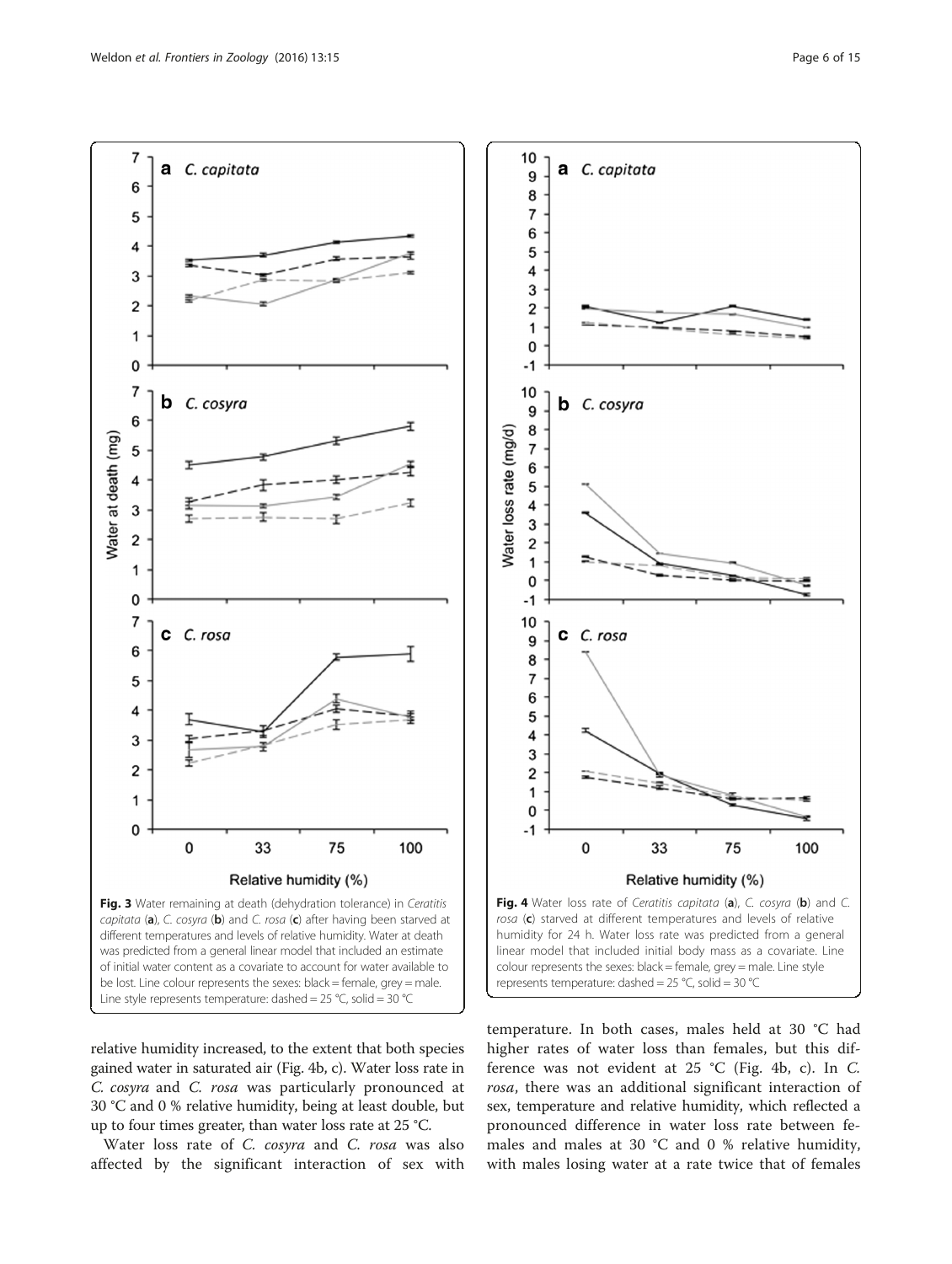Fig. 3 Water remaining at death (dehydration tolerance) in *Ceratitis capitata* (**a**), *C. cosyra* (**b**) and *C. rosa* (**c**) after having been starved at different temperatures and levels of relative humidity. Water at death was predicted from a general linear model that included an estimate of initial water content as a covariate to account for water available to be lost. Line colour represents the sexes: black = female, grey = male. Line style represents temperature: dashed = 25 °C, solid = 30 °C

Fig. 4 Water loss rate of *Ceratitis capitata* (**a**), *C. cosyra* (**b**) and *C. rosa* (**c**) starved at different temperatures and levels of relative humidity for 24 h. Water loss rate was predicted from a general linear model that included initial body mass as a covariate. Line colour represents the sexes: black = female, grey = male. Line style represents temperature: dashed = 25 °C, solid = 30 °C

relative humidity increased, to the extent that both species gained water in saturated air (Fig. 4b, c). Water loss rate in *C. cosyra* and *C. rosa* was particularly pronounced at 30 °C and 0 % relative humidity, being at least double, but up to four times greater, than water loss rate at 25 °C.

Water loss rate of *C. cosyra* and *C. rosa* was also affected by the significant interaction of sex with temperature. In both cases, males held at 30 °C had higher rates of water loss than females, but this difference was not evident at 25 °C (Fig. 4b, c). In *C. rosa*, there was an additional significant interaction of sex, temperature and relative humidity, which reflected a pronounced difference in water loss rate between females and males at 30 °C and 0 % relative humidity, with males losing water at a rate twice that of females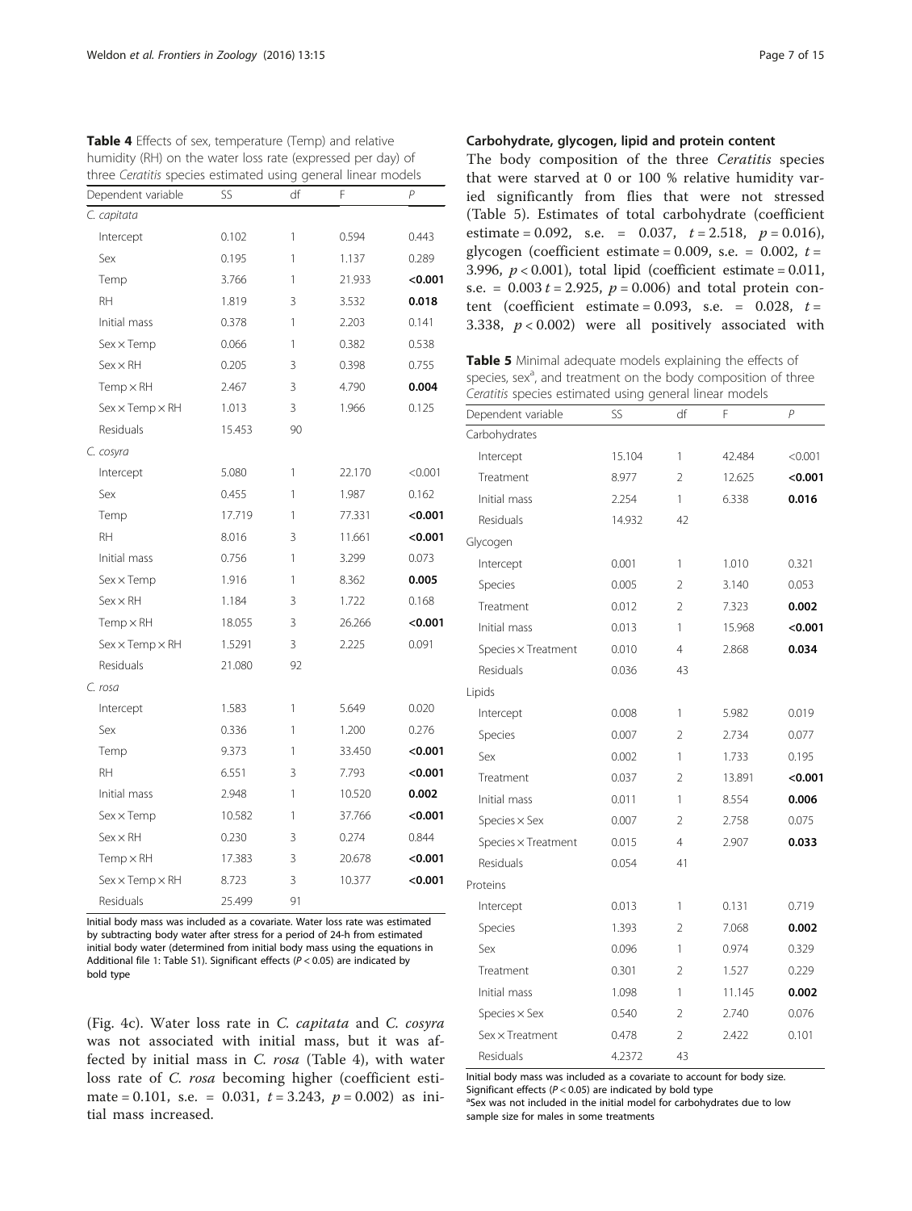**Table 4** Effects of sex, temperature (Temp) and relative humidity (RH) on the water loss rate (expressed per day) of three *Ceratitis* species estimated using general linear models

| Dependent variable | SS | df | F | P |
|---|---|---|---|---|
| *C. capitata* | | | | |
| Intercept | 0.102 | 1 | 0.594 | 0.443 |
| Sex | 0.195 | 1 | 1.137 | 0.289 |
| Temp | 3.766 | 1 | 21.933 | **<0.001** |
| RH | 1.819 | 3 | 3.532 | **0.018** |
| Initial mass | 0.378 | 1 | 2.203 | 0.141 |
| Sex × Temp | 0.066 | 1 | 0.382 | 0.538 |
| Sex × RH | 0.205 | 3 | 0.398 | 0.755 |
| Temp × RH | 2.467 | 3 | 4.790 | **0.004** |
| Sex × Temp × RH | 1.013 | 3 | 1.966 | 0.125 |
| Residuals | 15.453 | 90 | | |
| *C. cosyra* | | | | |
| Intercept | 5.080 | 1 | 22.170 | <0.001 |
| Sex | 0.455 | 1 | 1.987 | 0.162 |
| Temp | 17.719 | 1 | 77.331 | **<0.001** |
| RH | 8.016 | 3 | 11.661 | **<0.001** |
| Initial mass | 0.756 | 1 | 3.299 | 0.073 |
| Sex × Temp | 1.916 | 1 | 8.362 | **0.005** |
| Sex × RH | 1.184 | 3 | 1.722 | 0.168 |
| Temp × RH | 18.055 | 3 | 26.266 | **<0.001** |
| Sex × Temp × RH | 1.5291 | 3 | 2.225 | 0.091 |
| Residuals | 21.080 | 92 | | |
| *C. rosa* | | | | |
| Intercept | 1.583 | 1 | 5.649 | 0.020 |
| Sex | 0.336 | 1 | 1.200 | 0.276 |
| Temp | 9.373 | 1 | 33.450 | **<0.001** |
| RH | 6.551 | 3 | 7.793 | **<0.001** |
| Initial mass | 2.948 | 1 | 10.520 | **0.002** |
| Sex × Temp | 10.582 | 1 | 37.766 | **<0.001** |
| Sex × RH | 0.230 | 3 | 0.274 | 0.844 |
| Temp × RH | 17.383 | 3 | 20.678 | **<0.001** |
| Sex × Temp × RH | 8.723 | 3 | 10.377 | **<0.001** |
| Residuals | 25.499 | 91 | | |

Initial body mass was included as a covariate. Water loss rate was estimated by subtracting body water after stress for a period of 24-h from estimated initial body water (determined from initial body mass using the equations in Additional file 1: Table S1). Significant effects ($P < 0.05$) are indicated by bold type

(Fig. 4c). Water loss rate in *C. capitata* and *C. cosyra* was not associated with initial mass, but it was affected by initial mass in *C. rosa* (Table 4), with water loss rate of *C. rosa* becoming higher (coefficient estimate = 0.101, s.e. = 0.031, $t = 3.243$, $p = 0.002$) as initial mass increased.

### Carbohydrate, glycogen, lipid and protein content

The body composition of the three *Ceratitis* species that were starved at 0 or 100 % relative humidity varied significantly from flies that were not stressed (Table 5). Estimates of total carbohydrate (coefficient estimate = 0.092, s.e. = 0.037, $t = 2.518$, $p = 0.016$), glycogen (coefficient estimate = 0.009, s.e. = 0.002, $t = 3.996$, $p < 0.001$), total lipid (coefficient estimate = 0.011, s.e. = 0.003 $t = 2.925$, $p = 0.006$) and total protein content (coefficient estimate = 0.093, s.e. = 0.028, $t = 3.338$, $p < 0.002$) were all positively associated with

**Table 5** Minimal adequate models explaining the effects of species, sex[a], and treatment on the body composition of three *Ceratitis* species estimated using general linear models

| Dependent variable | SS | df | F | P |
|---|---|---|---|---|
| Carbohydrates | | | | |
| Intercept | 15.104 | 1 | 42.484 | <0.001 |
| Treatment | 8.977 | 2 | 12.625 | **<0.001** |
| Initial mass | 2.254 | 1 | 6.338 | **0.016** |
| Residuals | 14.932 | 42 | | |
| Glycogen | | | | |
| Intercept | 0.001 | 1 | 1.010 | 0.321 |
| Species | 0.005 | 2 | 3.140 | 0.053 |
| Treatment | 0.012 | 2 | 7.323 | **0.002** |
| Initial mass | 0.013 | 1 | 15.968 | **<0.001** |
| Species × Treatment | 0.010 | 4 | 2.868 | **0.034** |
| Residuals | 0.036 | 43 | | |
| Lipids | | | | |
| Intercept | 0.008 | 1 | 5.982 | 0.019 |
| Species | 0.007 | 2 | 2.734 | 0.077 |
| Sex | 0.002 | 1 | 1.733 | 0.195 |
| Treatment | 0.037 | 2 | 13.891 | **<0.001** |
| Initial mass | 0.011 | 1 | 8.554 | **0.006** |
| Species × Sex | 0.007 | 2 | 2.758 | 0.075 |
| Species × Treatment | 0.015 | 4 | 2.907 | **0.033** |
| Residuals | 0.054 | 41 | | |
| Proteins | | | | |
| Intercept | 0.013 | 1 | 0.131 | 0.719 |
| Species | 1.393 | 2 | 7.068 | **0.002** |
| Sex | 0.096 | 1 | 0.974 | 0.329 |
| Treatment | 0.301 | 2 | 1.527 | 0.229 |
| Initial mass | 1.098 | 1 | 11.145 | **0.002** |
| Species × Sex | 0.540 | 2 | 2.740 | 0.076 |
| Sex × Treatment | 0.478 | 2 | 2.422 | 0.101 |
| Residuals | 4.2372 | 43 | | |

Initial body mass was included as a covariate to account for body size. Significant effects ($P < 0.05$) are indicated by bold type
[a]Sex was not included in the initial model for carbohydrates due to low sample size for males in some treatments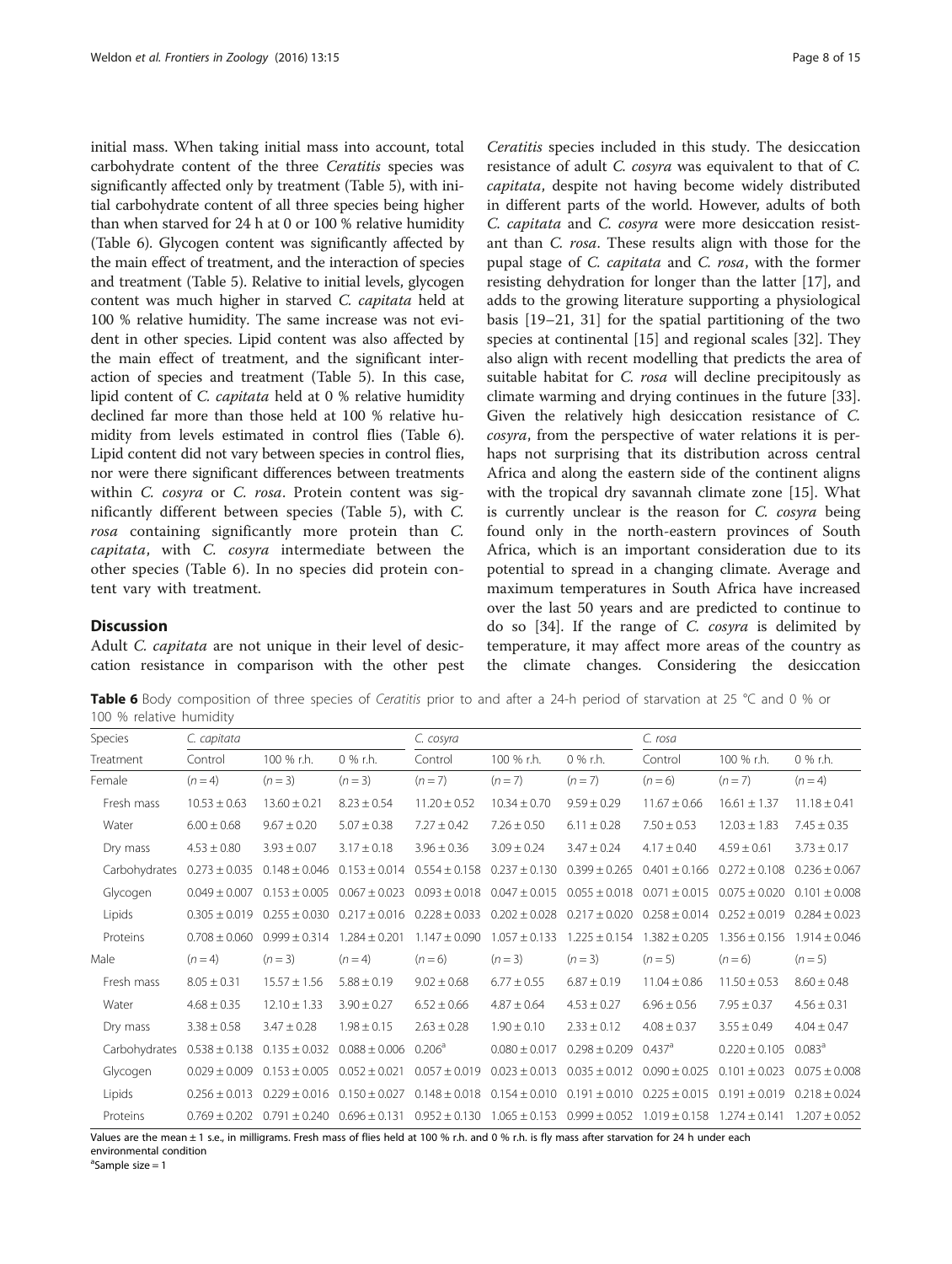initial mass. When taking initial mass into account, total carbohydrate content of the three *Ceratitis* species was significantly affected only by treatment (Table 5), with initial carbohydrate content of all three species being higher than when starved for 24 h at 0 or 100 % relative humidity (Table 6). Glycogen content was significantly affected by the main effect of treatment, and the interaction of species and treatment (Table 5). Relative to initial levels, glycogen content was much higher in starved *C. capitata* held at 100 % relative humidity. The same increase was not evident in other species. Lipid content was also affected by the main effect of treatment, and the significant interaction of species and treatment (Table 5). In this case, lipid content of *C. capitata* held at 0 % relative humidity declined far more than those held at 100 % relative humidity from levels estimated in control flies (Table 6). Lipid content did not vary between species in control flies, nor were there significant differences between treatments within *C. cosyra* or *C. rosa*. Protein content was significantly different between species (Table 5), with *C. rosa* containing significantly more protein than *C. capitata*, with *C. cosyra* intermediate between the other species (Table 6). In no species did protein content vary with treatment.

## Discussion

Adult *C. capitata* are not unique in their level of desiccation resistance in comparison with the other pest *Ceratitis* species included in this study. The desiccation resistance of adult *C. cosyra* was equivalent to that of *C. capitata*, despite not having become widely distributed in different parts of the world. However, adults of both *C. capitata* and *C. cosyra* were more desiccation resistant than *C. rosa*. These results align with those for the pupal stage of *C. capitata* and *C. rosa*, with the former resisting dehydration for longer than the latter [17], and adds to the growing literature supporting a physiological basis [19–21, 31] for the spatial partitioning of the two species at continental [15] and regional scales [32]. They also align with recent modelling that predicts the area of suitable habitat for *C. rosa* will decline precipitously as climate warming and drying continues in the future [33]. Given the relatively high desiccation resistance of *C. cosyra*, from the perspective of water relations it is perhaps not surprising that its distribution across central Africa and along the eastern side of the continent aligns with the tropical dry savannah climate zone [15]. What is currently unclear is the reason for *C. cosyra* being found only in the north-eastern provinces of South Africa, which is an important consideration due to its potential to spread in a changing climate. Average and maximum temperatures in South Africa have increased over the last 50 years and are predicted to continue to do so [34]. If the range of *C. cosyra* is delimited by temperature, it may affect more areas of the country as the climate changes. Considering the desiccation

**Table 6** Body composition of three species of *Ceratitis* prior to and after a 24-h period of starvation at 25 °C and 0 % or 100 % relative humidity

| Species | *C. capitata* | | | *C. cosyra* | | | *C. rosa* | | |
|---|---|---|---|---|---|---|---|---|---|
| Treatment | Control | 100 % r.h. | 0 % r.h. | Control | 100 % r.h. | 0 % r.h. | Control | 100 % r.h. | 0 % r.h. |
| Female | (*n* = 4) | (*n* = 3) | (*n* = 3) | (*n* = 7) | (*n* = 7) | (*n* = 7) | (*n* = 6) | (*n* = 7) | (*n* = 4) |
| Fresh mass | 10.53 ± 0.63 | 13.60 ± 0.21 | 8.23 ± 0.54 | 11.20 ± 0.52 | 10.34 ± 0.70 | 9.59 ± 0.29 | 11.67 ± 0.66 | 16.61 ± 1.37 | 11.18 ± 0.41 |
| Water | 6.00 ± 0.68 | 9.67 ± 0.20 | 5.07 ± 0.38 | 7.27 ± 0.42 | 7.26 ± 0.50 | 6.11 ± 0.28 | 7.50 ± 0.53 | 12.03 ± 1.83 | 7.45 ± 0.35 |
| Dry mass | 4.53 ± 0.80 | 3.93 ± 0.07 | 3.17 ± 0.18 | 3.96 ± 0.36 | 3.09 ± 0.24 | 3.47 ± 0.24 | 4.17 ± 0.40 | 4.59 ± 0.61 | 3.73 ± 0.17 |
| Carbohydrates | 0.273 ± 0.035 | 0.148 ± 0.046 | 0.153 ± 0.014 | 0.554 ± 0.158 | 0.237 ± 0.130 | 0.399 ± 0.265 | 0.401 ± 0.166 | 0.272 ± 0.108 | 0.236 ± 0.067 |
| Glycogen | 0.049 ± 0.007 | 0.153 ± 0.005 | 0.067 ± 0.023 | 0.093 ± 0.018 | 0.047 ± 0.015 | 0.055 ± 0.018 | 0.071 ± 0.015 | 0.075 ± 0.020 | 0.101 ± 0.008 |
| Lipids | 0.305 ± 0.019 | 0.255 ± 0.030 | 0.217 ± 0.016 | 0.228 ± 0.033 | 0.202 ± 0.028 | 0.217 ± 0.020 | 0.258 ± 0.014 | 0.252 ± 0.019 | 0.284 ± 0.023 |
| Proteins | 0.708 ± 0.060 | 0.999 ± 0.314 | 1.284 ± 0.201 | 1.147 ± 0.090 | 1.057 ± 0.133 | 1.225 ± 0.154 | 1.382 ± 0.205 | 1.356 ± 0.156 | 1.914 ± 0.046 |
| Male | (*n* = 4) | (*n* = 3) | (*n* = 4) | (*n* = 6) | (*n* = 3) | (*n* = 3) | (*n* = 5) | (*n* = 6) | (*n* = 5) |
| Fresh mass | 8.05 ± 0.31 | 15.57 ± 1.56 | 5.88 ± 0.19 | 9.02 ± 0.68 | 6.77 ± 0.55 | 6.87 ± 0.19 | 11.04 ± 0.86 | 11.50 ± 0.53 | 8.60 ± 0.48 |
| Water | 4.68 ± 0.35 | 12.10 ± 1.33 | 3.90 ± 0.27 | 6.52 ± 0.66 | 4.87 ± 0.64 | 4.53 ± 0.27 | 6.96 ± 0.56 | 7.95 ± 0.37 | 4.56 ± 0.31 |
| Dry mass | 3.38 ± 0.58 | 3.47 ± 0.28 | 1.98 ± 0.15 | 2.63 ± 0.28 | 1.90 ± 0.10 | 2.33 ± 0.12 | 4.08 ± 0.37 | 3.55 ± 0.49 | 4.04 ± 0.47 |
| Carbohydrates | 0.538 ± 0.138 | 0.135 ± 0.032 | 0.088 ± 0.006 | 0.206[a] | 0.080 ± 0.017 | 0.298 ± 0.209 | 0.437[a] | 0.220 ± 0.105 | 0.083[a] |
| Glycogen | 0.029 ± 0.009 | 0.153 ± 0.005 | 0.052 ± 0.021 | 0.057 ± 0.019 | 0.023 ± 0.013 | 0.035 ± 0.012 | 0.090 ± 0.025 | 0.101 ± 0.023 | 0.075 ± 0.008 |
| Lipids | 0.256 ± 0.013 | 0.229 ± 0.016 | 0.150 ± 0.027 | 0.148 ± 0.018 | 0.154 ± 0.010 | 0.191 ± 0.010 | 0.225 ± 0.015 | 0.191 ± 0.019 | 0.218 ± 0.024 |
| Proteins | 0.769 ± 0.202 | 0.791 ± 0.240 | 0.696 ± 0.131 | 0.952 ± 0.130 | 1.065 ± 0.153 | 0.999 ± 0.052 | 1.019 ± 0.158 | 1.274 ± 0.141 | 1.207 ± 0.052 |

Values are the mean ± 1 s.e., in milligrams. Fresh mass of flies held at 100 % r.h. and 0 % r.h. is fly mass after starvation for 24 h under each environmental condition

[a]Sample size = 1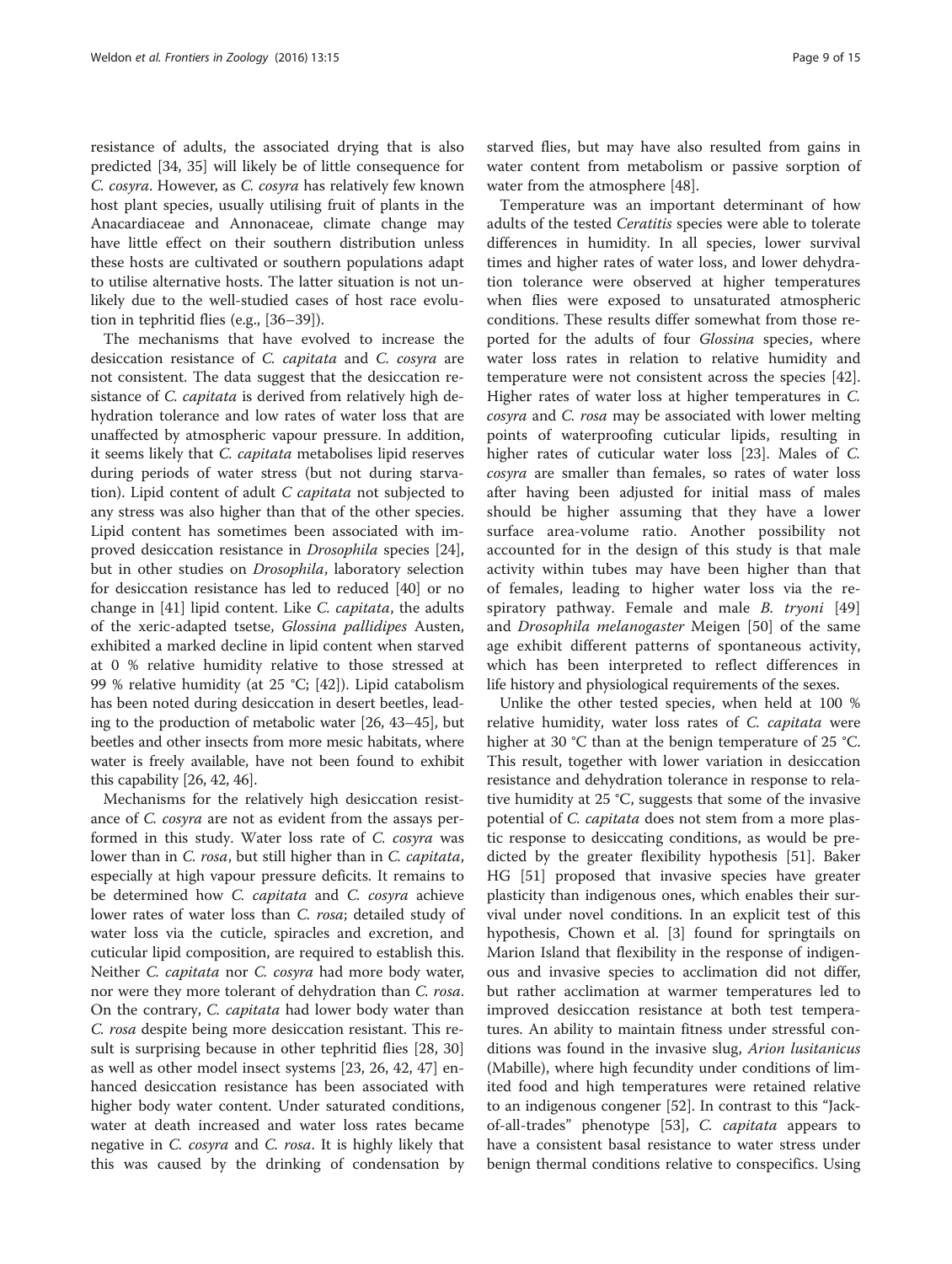resistance of adults, the associated drying that is also predicted [34, 35] will likely be of little consequence for *C. cosyra*. However, as *C. cosyra* has relatively few known host plant species, usually utilising fruit of plants in the Anacardiaceae and Annonaceae, climate change may have little effect on their southern distribution unless these hosts are cultivated or southern populations adapt to utilise alternative hosts. The latter situation is not unlikely due to the well-studied cases of host race evolution in tephritid flies (e.g., [36–39]).

The mechanisms that have evolved to increase the desiccation resistance of *C. capitata* and *C. cosyra* are not consistent. The data suggest that the desiccation resistance of *C. capitata* is derived from relatively high dehydration tolerance and low rates of water loss that are unaffected by atmospheric vapour pressure. In addition, it seems likely that *C. capitata* metabolises lipid reserves during periods of water stress (but not during starvation). Lipid content of adult *C capitata* not subjected to any stress was also higher than that of the other species. Lipid content has sometimes been associated with improved desiccation resistance in *Drosophila* species [24], but in other studies on *Drosophila*, laboratory selection for desiccation resistance has led to reduced [40] or no change in [41] lipid content. Like *C. capitata*, the adults of the xeric-adapted tsetse, *Glossina pallidipes* Austen, exhibited a marked decline in lipid content when starved at 0 % relative humidity relative to those stressed at 99 % relative humidity (at 25 °C; [42]). Lipid catabolism has been noted during desiccation in desert beetles, leading to the production of metabolic water [26, 43–45], but beetles and other insects from more mesic habitats, where water is freely available, have not been found to exhibit this capability [26, 42, 46].

Mechanisms for the relatively high desiccation resistance of *C. cosyra* are not as evident from the assays performed in this study. Water loss rate of *C. cosyra* was lower than in *C. rosa*, but still higher than in *C. capitata*, especially at high vapour pressure deficits. It remains to be determined how *C. capitata* and *C. cosyra* achieve lower rates of water loss than *C. rosa*; detailed study of water loss via the cuticle, spiracles and excretion, and cuticular lipid composition, are required to establish this. Neither *C. capitata* nor *C. cosyra* had more body water, nor were they more tolerant of dehydration than *C. rosa*. On the contrary, *C. capitata* had lower body water than *C. rosa* despite being more desiccation resistant. This result is surprising because in other tephritid flies [28, 30] as well as other model insect systems [23, 26, 42, 47] enhanced desiccation resistance has been associated with higher body water content. Under saturated conditions, water at death increased and water loss rates became negative in *C. cosyra* and *C. rosa*. It is highly likely that this was caused by the drinking of condensation by starved flies, but may have also resulted from gains in water content from metabolism or passive sorption of water from the atmosphere [48].

Temperature was an important determinant of how adults of the tested *Ceratitis* species were able to tolerate differences in humidity. In all species, lower survival times and higher rates of water loss, and lower dehydration tolerance were observed at higher temperatures when flies were exposed to unsaturated atmospheric conditions. These results differ somewhat from those reported for the adults of four *Glossina* species, where water loss rates in relation to relative humidity and temperature were not consistent across the species [42]. Higher rates of water loss at higher temperatures in *C. cosyra* and *C. rosa* may be associated with lower melting points of waterproofing cuticular lipids, resulting in higher rates of cuticular water loss [23]. Males of *C. cosyra* are smaller than females, so rates of water loss after having been adjusted for initial mass of males should be higher assuming that they have a lower surface area-volume ratio. Another possibility not accounted for in the design of this study is that male activity within tubes may have been higher than that of females, leading to higher water loss via the respiratory pathway. Female and male *B. tryoni* [49] and *Drosophila melanogaster* Meigen [50] of the same age exhibit different patterns of spontaneous activity, which has been interpreted to reflect differences in life history and physiological requirements of the sexes.

Unlike the other tested species, when held at 100 % relative humidity, water loss rates of *C. capitata* were higher at 30 °C than at the benign temperature of 25 °C. This result, together with lower variation in desiccation resistance and dehydration tolerance in response to relative humidity at 25 °C, suggests that some of the invasive potential of *C. capitata* does not stem from a more plastic response to desiccating conditions, as would be predicted by the greater flexibility hypothesis [51]. Baker HG [51] proposed that invasive species have greater plasticity than indigenous ones, which enables their survival under novel conditions. In an explicit test of this hypothesis, Chown et al. [3] found for springtails on Marion Island that flexibility in the response of indigenous and invasive species to acclimation did not differ, but rather acclimation at warmer temperatures led to improved desiccation resistance at both test temperatures. An ability to maintain fitness under stressful conditions was found in the invasive slug, *Arion lusitanicus* (Mabille), where high fecundity under conditions of limited food and high temperatures were retained relative to an indigenous congener [52]. In contrast to this "Jack-of-all-trades" phenotype [53], *C. capitata* appears to have a consistent basal resistance to water stress under benign thermal conditions relative to conspecifics. Using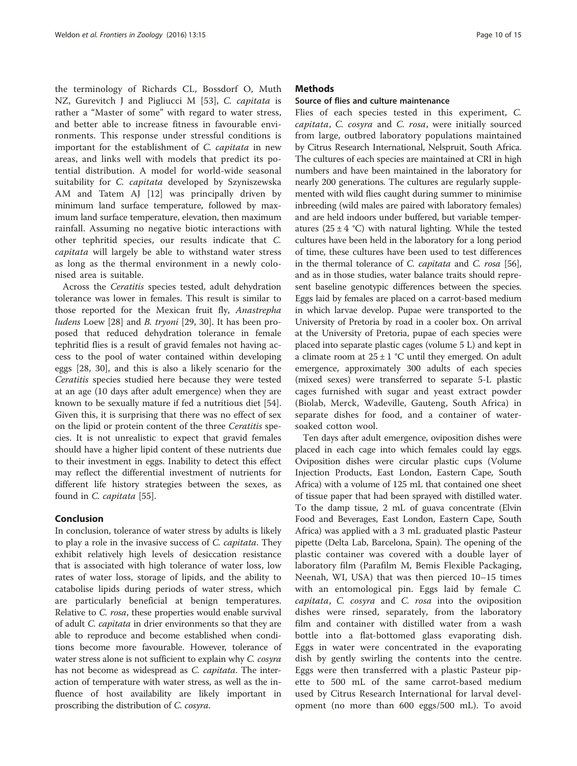the terminology of Richards CL, Bossdorf O, Muth NZ, Gurevitch J and Pigliucci M [53], *C. capitata* is rather a "Master of some" with regard to water stress, and better able to increase fitness in favourable environments. This response under stressful conditions is important for the establishment of *C. capitata* in new areas, and links well with models that predict its potential distribution. A model for world-wide seasonal suitability for *C. capitata* developed by Szyniszewska AM and Tatem AJ [12] was principally driven by minimum land surface temperature, followed by maximum land surface temperature, elevation, then maximum rainfall. Assuming no negative biotic interactions with other tephritid species, our results indicate that *C. capitata* will largely be able to withstand water stress as long as the thermal environment in a newly colonised area is suitable.

Across the *Ceratitis* species tested, adult dehydration tolerance was lower in females. This result is similar to those reported for the Mexican fruit fly, *Anastrepha ludens* Loew [28] and *B. tryoni* [29, 30]. It has been proposed that reduced dehydration tolerance in female tephritid flies is a result of gravid females not having access to the pool of water contained within developing eggs [28, 30], and this is also a likely scenario for the *Ceratitis* species studied here because they were tested at an age (10 days after adult emergence) when they are known to be sexually mature if fed a nutritious diet [54]. Given this, it is surprising that there was no effect of sex on the lipid or protein content of the three *Ceratitis* species. It is not unrealistic to expect that gravid females should have a higher lipid content of these nutrients due to their investment in eggs. Inability to detect this effect may reflect the differential investment of nutrients for different life history strategies between the sexes, as found in *C. capitata* [55].

## Conclusion

In conclusion, tolerance of water stress by adults is likely to play a role in the invasive success of *C. capitata*. They exhibit relatively high levels of desiccation resistance that is associated with high tolerance of water loss, low rates of water loss, storage of lipids, and the ability to catabolise lipids during periods of water stress, which are particularly beneficial at benign temperatures. Relative to *C. rosa*, these properties would enable survival of adult *C. capitata* in drier environments so that they are able to reproduce and become established when conditions become more favourable. However, tolerance of water stress alone is not sufficient to explain why *C. cosyra* has not become as widespread as *C. capitata*. The interaction of temperature with water stress, as well as the influence of host availability are likely important in proscribing the distribution of *C. cosyra*.

## Methods

### Source of flies and culture maintenance

Flies of each species tested in this experiment, *C. capitata*, *C. cosyra* and *C. rosa*, were initially sourced from large, outbred laboratory populations maintained by Citrus Research International, Nelspruit, South Africa. The cultures of each species are maintained at CRI in high numbers and have been maintained in the laboratory for nearly 200 generations. The cultures are regularly supplemented with wild flies caught during summer to minimise inbreeding (wild males are paired with laboratory females) and are held indoors under buffered, but variable temperatures (25 ± 4 °C) with natural lighting. While the tested cultures have been held in the laboratory for a long period of time, these cultures have been used to test differences in the thermal tolerance of *C. capitata* and *C. rosa* [56], and as in those studies, water balance traits should represent baseline genotypic differences between the species. Eggs laid by females are placed on a carrot-based medium in which larvae develop. Pupae were transported to the University of Pretoria by road in a cooler box. On arrival at the University of Pretoria, pupae of each species were placed into separate plastic cages (volume 5 L) and kept in a climate room at 25 ± 1 °C until they emerged. On adult emergence, approximately 300 adults of each species (mixed sexes) were transferred to separate 5-L plastic cages furnished with sugar and yeast extract powder (Biolab, Merck, Wadeville, Gauteng, South Africa) in separate dishes for food, and a container of water-soaked cotton wool.

Ten days after adult emergence, oviposition dishes were placed in each cage into which females could lay eggs. Oviposition dishes were circular plastic cups (Volume Injection Products, East London, Eastern Cape, South Africa) with a volume of 125 mL that contained one sheet of tissue paper that had been sprayed with distilled water. To the damp tissue, 2 mL of guava concentrate (Elvin Food and Beverages, East London, Eastern Cape, South Africa) was applied with a 3 mL graduated plastic Pasteur pipette (Delta Lab, Barcelona, Spain). The opening of the plastic container was covered with a double layer of laboratory film (Parafilm M, Bemis Flexible Packaging, Neenah, WI, USA) that was then pierced 10–15 times with an entomological pin. Eggs laid by female *C. capitata*, *C. cosyra* and *C. rosa* into the oviposition dishes were rinsed, separately, from the laboratory film and container with distilled water from a wash bottle into a flat-bottomed glass evaporating dish. Eggs in water were concentrated in the evaporating dish by gently swirling the contents into the centre. Eggs were then transferred with a plastic Pasteur pipette to 500 mL of the same carrot-based medium used by Citrus Research International for larval development (no more than 600 eggs/500 mL). To avoid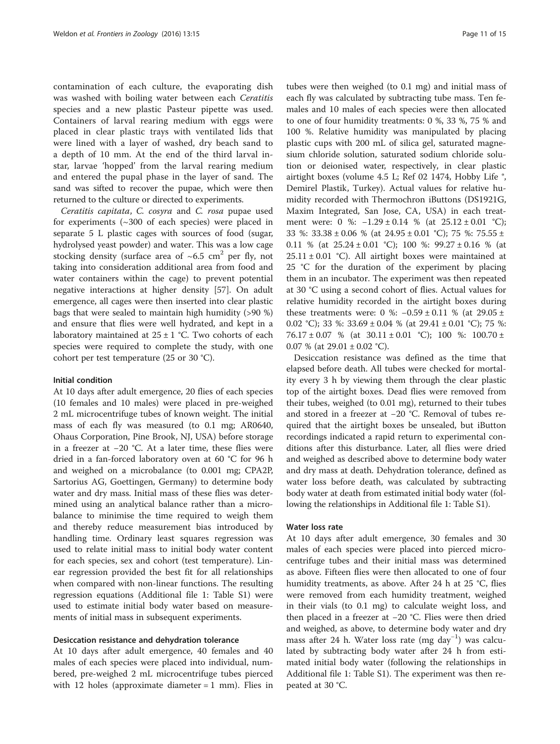contamination of each culture, the evaporating dish was washed with boiling water between each *Ceratitis* species and a new plastic Pasteur pipette was used. Containers of larval rearing medium with eggs were placed in clear plastic trays with ventilated lids that were lined with a layer of washed, dry beach sand to a depth of 10 mm. At the end of the third larval instar, larvae 'hopped' from the larval rearing medium and entered the pupal phase in the layer of sand. The sand was sifted to recover the pupae, which were then returned to the culture or directed to experiments.

*Ceratitis capitata*, *C. cosyra* and *C. rosa* pupae used for experiments (~300 of each species) were placed in separate 5 L plastic cages with sources of food (sugar, hydrolysed yeast powder) and water. This was a low cage stocking density (surface area of ~6.5 $cm^2$ per fly, not taking into consideration additional area from food and water containers within the cage) to prevent potential negative interactions at higher density [57]. On adult emergence, all cages were then inserted into clear plastic bags that were sealed to maintain high humidity (>90 %) and ensure that flies were well hydrated, and kept in a laboratory maintained at 25 ± 1 °C. Two cohorts of each species were required to complete the study, with one cohort per test temperature (25 or 30 °C).

#### Initial condition

At 10 days after adult emergence, 20 flies of each species (10 females and 10 males) were placed in pre-weighed 2 mL microcentrifuge tubes of known weight. The initial mass of each fly was measured (to 0.1 mg; AR0640, Ohaus Corporation, Pine Brook, NJ, USA) before storage in a freezer at −20 °C. At a later time, these flies were dried in a fan-forced laboratory oven at 60 °C for 96 h and weighed on a microbalance (to 0.001 mg; CPA2P, Sartorius AG, Goettingen, Germany) to determine body water and dry mass. Initial mass of these flies was determined using an analytical balance rather than a microbalance to minimise the time required to weigh them and thereby reduce measurement bias introduced by handling time. Ordinary least squares regression was used to relate initial mass to initial body water content for each species, sex and cohort (test temperature). Linear regression provided the best fit for all relationships when compared with non-linear functions. The resulting regression equations (Additional file 1: Table S1) were used to estimate initial body water based on measurements of initial mass in subsequent experiments.

#### Desiccation resistance and dehydration tolerance

At 10 days after adult emergence, 40 females and 40 males of each species were placed into individual, numbered, pre-weighed 2 mL microcentrifuge tubes pierced with 12 holes (approximate diameter = 1 mm). Flies in tubes were then weighed (to 0.1 mg) and initial mass of each fly was calculated by subtracting tube mass. Ten females and 10 males of each species were then allocated to one of four humidity treatments: 0 %, 33 %, 75 % and 100 %. Relative humidity was manipulated by placing plastic cups with 200 mL of silica gel, saturated magnesium chloride solution, saturated sodium chloride solution or deionised water, respectively, in clear plastic airtight boxes (volume 4.5 L; Ref 02 1474, Hobby Life ®, Demirel Plastik, Turkey). Actual values for relative humidity recorded with Thermochron iButtons (DS1921G, Maxim Integrated, San Jose, CA, USA) in each treatment were: 0 %: −1.29 ± 0.14 % (at 25.12 ± 0.01 °C); 33 %: 33.38 ± 0.06 % (at 24.95 ± 0.01 °C); 75 %: 75.55 ± 0.11 % (at 25.24 ± 0.01 °C); 100 %: 99.27 ± 0.16 % (at 25.11 ± 0.01 °C). All airtight boxes were maintained at 25 °C for the duration of the experiment by placing them in an incubator. The experiment was then repeated at 30 °C using a second cohort of flies. Actual values for relative humidity recorded in the airtight boxes during these treatments were: 0 %: −0.59 ± 0.11 % (at 29.05 ± 0.02 °C); 33 %: 33.69 ± 0.04 % (at 29.41 ± 0.01 °C); 75 %: 76.17 ± 0.07 % (at 30.11 ± 0.01 °C); 100 %: 100.70 ± 0.07 % (at 29.01 ± 0.02 °C).

Desiccation resistance was defined as the time that elapsed before death. All tubes were checked for mortality every 3 h by viewing them through the clear plastic top of the airtight boxes. Dead flies were removed from their tubes, weighed (to 0.01 mg), returned to their tubes and stored in a freezer at −20 °C. Removal of tubes required that the airtight boxes be unsealed, but iButton recordings indicated a rapid return to experimental conditions after this disturbance. Later, all flies were dried and weighed as described above to determine body water and dry mass at death. Dehydration tolerance, defined as water loss before death, was calculated by subtracting body water at death from estimated initial body water (following the relationships in Additional file 1: Table S1).

#### Water loss rate

At 10 days after adult emergence, 30 females and 30 males of each species were placed into pierced microcentrifuge tubes and their initial mass was determined as above. Fifteen flies were then allocated to one of four humidity treatments, as above. After 24 h at 25 °C, flies were removed from each humidity treatment, weighed in their vials (to 0.1 mg) to calculate weight loss, and then placed in a freezer at −20 °C. Flies were then dried and weighed, as above, to determine body water and dry mass after 24 h. Water loss rate (mg $day^{-1}$) was calculated by subtracting body water after 24 h from estimated initial body water (following the relationships in Additional file 1: Table S1). The experiment was then repeated at 30 °C.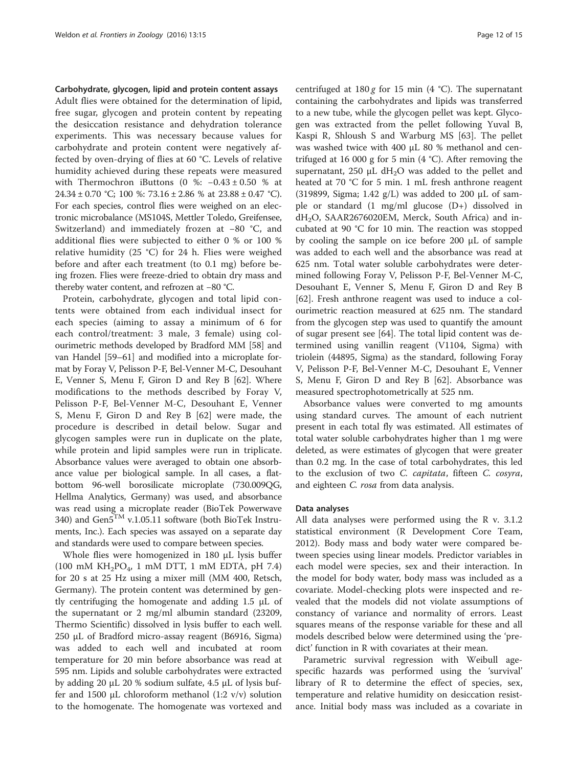### Carbohydrate, glycogen, lipid and protein content assays

Adult flies were obtained for the determination of lipid, free sugar, glycogen and protein content by repeating the desiccation resistance and dehydration tolerance experiments. This was necessary because values for carbohydrate and protein content were negatively affected by oven-drying of flies at 60 °C. Levels of relative humidity achieved during these repeats were measured with Thermochron iButtons (0 %: −0.43 ± 0.50 % at 24.34 ± 0.70 °C; 100 %: 73.16 ± 2.86 % at 23.88 ± 0.47 °C). For each species, control flies were weighed on an electronic microbalance (MS104S, Mettler Toledo, Greifensee, Switzerland) and immediately frozen at −80 °C, and additional flies were subjected to either 0 % or 100 % relative humidity (25 °C) for 24 h. Flies were weighed before and after each treatment (to 0.1 mg) before being frozen. Flies were freeze-dried to obtain dry mass and thereby water content, and refrozen at −80 °C.

Protein, carbohydrate, glycogen and total lipid contents were obtained from each individual insect for each species (aiming to assay a minimum of 6 for each control/treatment: 3 male, 3 female) using colourimetric methods developed by Bradford MM [58] and van Handel [59–61] and modified into a microplate format by Foray V, Pelisson P-F, Bel-Venner M-C, Desouhant E, Venner S, Menu F, Giron D and Rey B [62]. Where modifications to the methods described by Foray V, Pelisson P-F, Bel-Venner M-C, Desouhant E, Venner S, Menu F, Giron D and Rey B [62] were made, the procedure is described in detail below. Sugar and glycogen samples were run in duplicate on the plate, while protein and lipid samples were run in triplicate. Absorbance values were averaged to obtain one absorbance value per biological sample. In all cases, a flat-bottom 96-well borosilicate microplate (730.009QG, Hellma Analytics, Germany) was used, and absorbance was read using a microplate reader (BioTek Powerwave 340) and Gen5$^{TM}$ v.1.05.11 software (both BioTek Instruments, Inc.). Each species was assayed on a separate day and standards were used to compare between species.

Whole flies were homogenized in 180 μL lysis buffer (100 mM $KH_2PO_4$, 1 mM DTT, 1 mM EDTA, pH 7.4) for 20 s at 25 Hz using a mixer mill (MM 400, Retsch, Germany). The protein content was determined by gently centrifuging the homogenate and adding 1.5 μL of the supernatant or 2 mg/ml albumin standard (23209, Thermo Scientific) dissolved in lysis buffer to each well. 250 μL of Bradford micro-assay reagent (B6916, Sigma) was added to each well and incubated at room temperature for 20 min before absorbance was read at 595 nm. Lipids and soluble carbohydrates were extracted by adding 20 μL 20 % sodium sulfate, 4.5 μL of lysis buffer and 1500 μL chloroform methanol (1:2 v/v) solution to the homogenate. The homogenate was vortexed and centrifuged at 180 *g* for 15 min (4 °C). The supernatant containing the carbohydrates and lipids was transferred to a new tube, while the glycogen pellet was kept. Glycogen was extracted from the pellet following Yuval B, Kaspi R, Shloush S and Warburg MS [63]. The pellet was washed twice with 400 μL 80 % methanol and centrifuged at 16 000 g for 5 min (4 °C). After removing the supernatant, 250 μL $dH_2O$ was added to the pellet and heated at 70 °C for 5 min. 1 mL fresh anthrone reagent (319899, Sigma; 1.42 g/L) was added to 200 μL of sample or standard (1 mg/ml glucose (D+) dissolved in $dH_2O$, SAAR2676020EM, Merck, South Africa) and incubated at 90 °C for 10 min. The reaction was stopped by cooling the sample on ice before 200 μL of sample was added to each well and the absorbance was read at 625 nm. Total water soluble carbohydrates were determined following Foray V, Pelisson P-F, Bel-Venner M-C, Desouhant E, Venner S, Menu F, Giron D and Rey B [62]. Fresh anthrone reagent was used to induce a colourimetric reaction measured at 625 nm. The standard from the glycogen step was used to quantify the amount of sugar present see [64]. The total lipid content was determined using vanillin reagent (V1104, Sigma) with triolein (44895, Sigma) as the standard, following Foray V, Pelisson P-F, Bel-Venner M-C, Desouhant E, Venner S, Menu F, Giron D and Rey B [62]. Absorbance was measured spectrophotometrically at 525 nm.

Absorbance values were converted to mg amounts using standard curves. The amount of each nutrient present in each total fly was estimated. All estimates of total water soluble carbohydrates higher than 1 mg were deleted, as were estimates of glycogen that were greater than 0.2 mg. In the case of total carbohydrates, this led to the exclusion of two *C. capitata*, fifteen *C. cosyra*, and eighteen *C. rosa* from data analysis.

### Data analyses

All data analyses were performed using the R v. 3.1.2 statistical environment (R Development Core Team, 2012). Body mass and body water were compared between species using linear models. Predictor variables in each model were species, sex and their interaction. In the model for body water, body mass was included as a covariate. Model-checking plots were inspected and revealed that the models did not violate assumptions of constancy of variance and normality of errors. Least squares means of the response variable for these and all models described below were determined using the 'predict' function in R with covariates at their mean.

Parametric survival regression with Weibull age-specific hazards was performed using the 'survival' library of R to determine the effect of species, sex, temperature and relative humidity on desiccation resistance. Initial body mass was included as a covariate in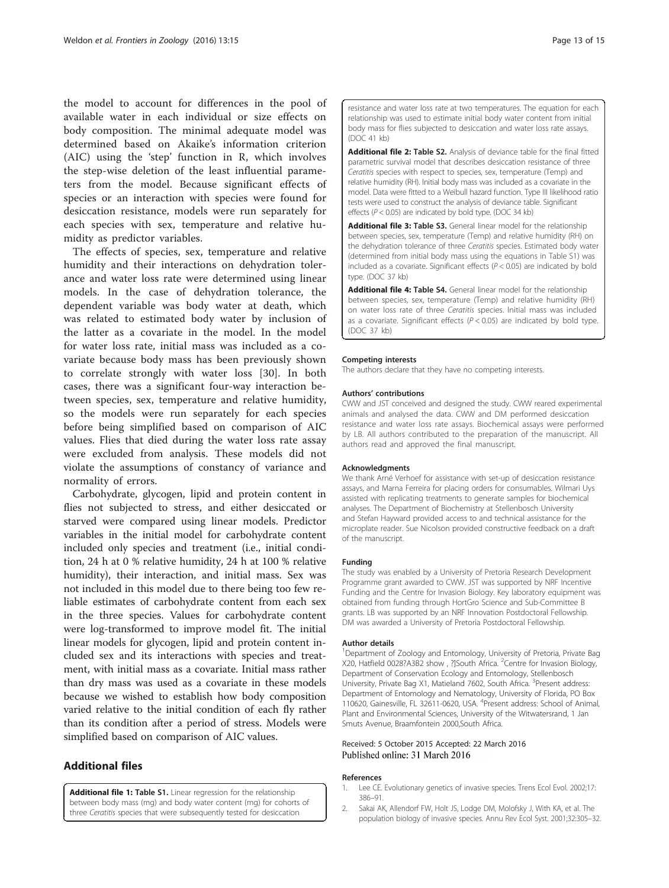the model to account for differences in the pool of available water in each individual or size effects on body composition. The minimal adequate model was determined based on Akaike's information criterion (AIC) using the 'step' function in R, which involves the step-wise deletion of the least influential parameters from the model. Because significant effects of species or an interaction with species were found for desiccation resistance, models were run separately for each species with sex, temperature and relative humidity as predictor variables.

The effects of species, sex, temperature and relative humidity and their interactions on dehydration tolerance and water loss rate were determined using linear models. In the case of dehydration tolerance, the dependent variable was body water at death, which was related to estimated body water by inclusion of the latter as a covariate in the model. In the model for water loss rate, initial mass was included as a covariate because body mass has been previously shown to correlate strongly with water loss [30]. In both cases, there was a significant four-way interaction between species, sex, temperature and relative humidity, so the models were run separately for each species before being simplified based on comparison of AIC values. Flies that died during the water loss rate assay were excluded from analysis. These models did not violate the assumptions of constancy of variance and normality of errors.

Carbohydrate, glycogen, lipid and protein content in flies not subjected to stress, and either desiccated or starved were compared using linear models. Predictor variables in the initial model for carbohydrate content included only species and treatment (i.e., initial condition, 24 h at 0 % relative humidity, 24 h at 100 % relative humidity), their interaction, and initial mass. Sex was not included in this model due to there being too few reliable estimates of carbohydrate content from each sex in the three species. Values for carbohydrate content were log-transformed to improve model fit. The initial linear models for glycogen, lipid and protein content included sex and its interactions with species and treatment, with initial mass as a covariate. Initial mass rather than dry mass was used as a covariate in these models because we wished to establish how body composition varied relative to the initial condition of each fly rather than its condition after a period of stress. Models were simplified based on comparison of AIC values.

## Additional files

**Additional file 1: Table S1.** Linear regression for the relationship between body mass (mg) and body water content (mg) for cohorts of three *Ceratitis* species that were subsequently tested for desiccation resistance and water loss rate at two temperatures. The equation for each relationship was used to estimate initial body water content from initial body mass for flies subjected to desiccation and water loss rate assays. (DOC 41 kb)

**Additional file 2: Table S2.** Analysis of deviance table for the final fitted parametric survival model that describes desiccation resistance of three *Ceratitis* species with respect to species, sex, temperature (Temp) and relative humidity (RH). Initial body mass was included as a covariate in the model. Data were fitted to a Weibull hazard function. Type III likelihood ratio tests were used to construct the analysis of deviance table. Significant effects ($P < 0.05$) are indicated by bold type. (DOC 34 kb)

**Additional file 3: Table S3.** General linear model for the relationship between species, sex, temperature (Temp) and relative humidity (RH) on the dehydration tolerance of three *Ceratitis* species. Estimated body water (determined from initial body mass using the equations in Table S1) was included as a covariate. Significant effects ($P < 0.05$) are indicated by bold type. (DOC 37 kb)

**Additional file 4: Table S4.** General linear model for the relationship between species, sex, temperature (Temp) and relative humidity (RH) on water loss rate of three *Ceratitis* species. Initial mass was included as a covariate. Significant effects ($P < 0.05$) are indicated by bold type. (DOC 37 kb)

#### Competing interests

The authors declare that they have no competing interests.

#### Authors' contributions

CWW and JST conceived and designed the study. CWW reared experimental animals and analysed the data. CWW and DM performed desiccation resistance and water loss rate assays. Biochemical assays were performed by LB. All authors contributed to the preparation of the manuscript. All authors read and approved the final manuscript.

#### Acknowledgments

We thank Arné Verhoef for assistance with set-up of desiccation resistance assays, and Marna Ferreira for placing orders for consumables. Wilmari Uys assisted with replicating treatments to generate samples for biochemical analyses. The Department of Biochemistry at Stellenbosch University and Stefan Hayward provided access to and technical assistance for the microplate reader. Sue Nicolson provided constructive feedback on a draft of the manuscript.

#### Funding

The study was enabled by a University of Pretoria Research Development Programme grant awarded to CWW. JST was supported by NRF Incentive Funding and the Centre for Invasion Biology. Key laboratory equipment was obtained from funding through HortGro Science and Sub-Committee B grants. LB was supported by an NRF Innovation Postdoctoral Fellowship. DM was awarded a University of Pretoria Postdoctoral Fellowship.

#### Author details

[1]Department of Zoology and Entomology, University of Pretoria, Private Bag X20, Hatfield 0028?A3B2 show , ?]South Africa. [2]Centre for Invasion Biology, Department of Conservation Ecology and Entomology, Stellenbosch University, Private Bag X1, Matieland 7602, South Africa. [3]Present address: Department of Entomology and Nematology, University of Florida, PO Box 110620, Gainesville, FL 32611-0620, USA. [4]Present address: School of Animal, Plant and Environmental Sciences, University of the Witwatersrand, 1 Jan Smuts Avenue, Braamfontein 2000,South Africa.

Received: 5 October 2015 Accepted: 22 March 2016
Published online: 31 March 2016

#### References

1. Lee CE. Evolutionary genetics of invasive species. Trens Ecol Evol. 2002;17:386–91.
2. Sakai AK, Allendorf FW, Holt JS, Lodge DM, Molofsky J, With KA, et al. The population biology of invasive species. Annu Rev Ecol Syst. 2001;32:305–32.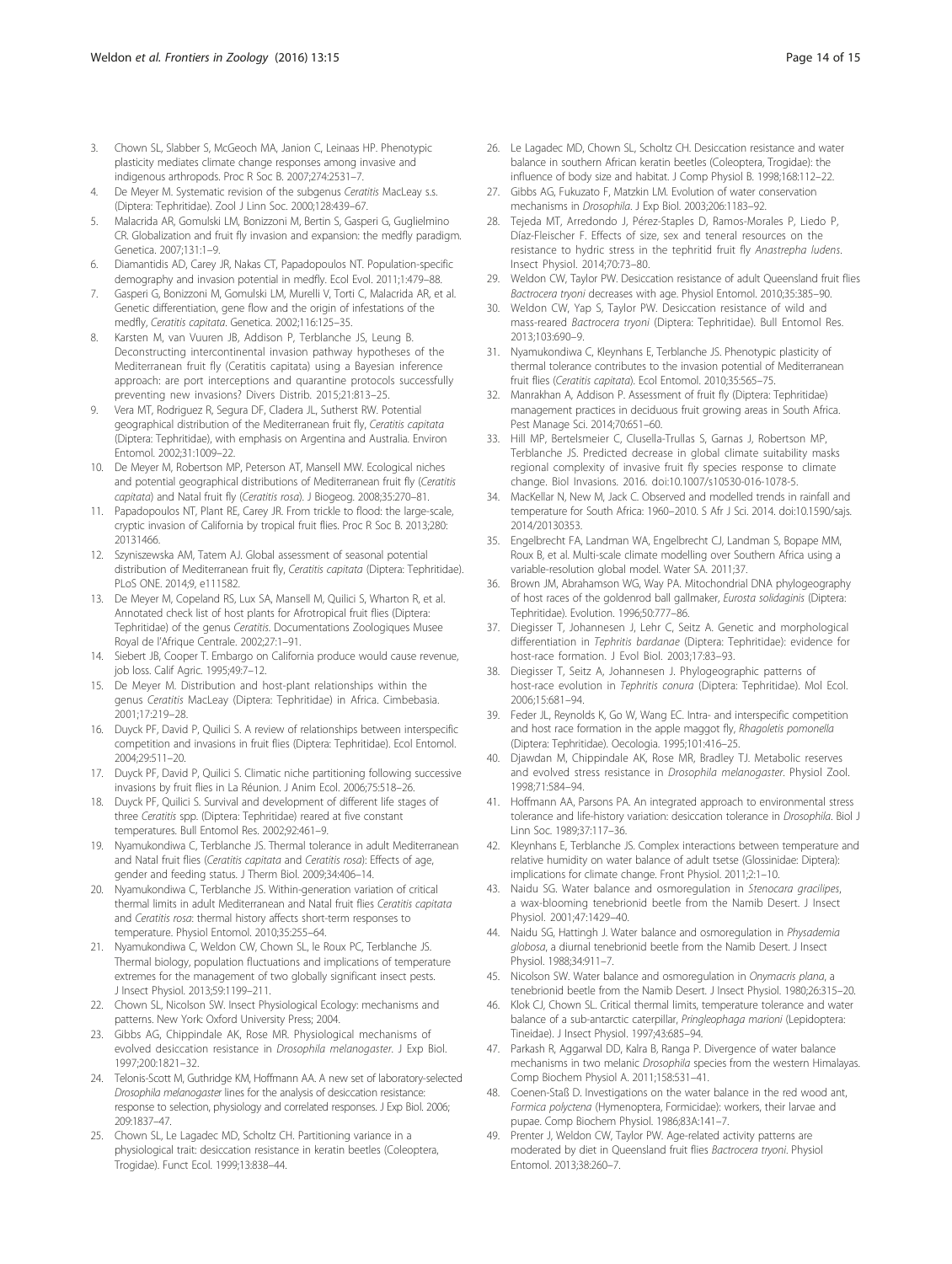3. Chown SL, Slabber S, McGeoch MA, Janion C, Leinaas HP. Phenotypic plasticity mediates climate change responses among invasive and indigenous arthropods. Proc R Soc B. 2007;274:2531–7.
4. De Meyer M. Systematic revision of the subgenus *Ceratitis* MacLeay s.s. (Diptera: Tephritidae). Zool J Linn Soc. 2000;128:439–67.
5. Malacrida AR, Gomulski LM, Bonizzoni M, Bertin S, Gasperi G, Guglielmino CR. Globalization and fruit fly invasion and expansion: the medfly paradigm. Genetica. 2007;131:1–9.
6. Diamantidis AD, Carey JR, Nakas CT, Papadopoulos NT. Population-specific demography and invasion potential in medfly. Ecol Evol. 2011;1:479–88.
7. Gasperi G, Bonizzoni M, Gomulski LM, Murelli V, Torti C, Malacrida AR, et al. Genetic differentiation, gene flow and the origin of infestations of the medfly, *Ceratitis capitata*. Genetica. 2002;116:125–35.
8. Karsten M, van Vuuren JB, Addison P, Terblanche JS, Leung B. Deconstructing intercontinental invasion pathway hypotheses of the Mediterranean fruit fly (Ceratitis capitata) using a Bayesian inference approach: are port interceptions and quarantine protocols successfully preventing new invasions? Divers Distrib. 2015;21:813–25.
9. Vera MT, Rodriguez R, Segura DF, Cladera JL, Sutherst RW. Potential geographical distribution of the Mediterranean fruit fly, *Ceratitis capitata* (Diptera: Tephritidae), with emphasis on Argentina and Australia. Environ Entomol. 2002;31:1009–22.
10. De Meyer M, Robertson MP, Peterson AT, Mansell MW. Ecological niches and potential geographical distributions of Mediterranean fruit fly (*Ceratitis capitata*) and Natal fruit fly (*Ceratitis rosa*). J Biogeog. 2008;35:270–81.
11. Papadopoulos NT, Plant RE, Carey JR. From trickle to flood: the large-scale, cryptic invasion of California by tropical fruit flies. Proc R Soc B. 2013;280: 20131466.
12. Szyniszewska AM, Tatem AJ. Global assessment of seasonal potential distribution of Mediterranean fruit fly, *Ceratitis capitata* (Diptera: Tephritidae). PLoS ONE. 2014;9, e111582.
13. De Meyer M, Copeland RS, Lux SA, Mansell M, Quilici S, Wharton R, et al. Annotated check list of host plants for Afrotropical fruit flies (Diptera: Tephritidae) of the genus *Ceratitis*. Documentations Zoologiques Musee Royal de l'Afrique Centrale. 2002;27:1–91.
14. Siebert JB, Cooper T. Embargo on California produce would cause revenue, job loss. Calif Agric. 1995;49:7–12.
15. De Meyer M. Distribution and host-plant relationships within the genus *Ceratitis* MacLeay (Diptera: Tephritidae) in Africa. Cimbebasia. 2001;17:219–28.
16. Duyck PF, David P, Quilici S. A review of relationships between interspecific competition and invasions in fruit flies (Diptera: Tephritidae). Ecol Entomol. 2004;29:511–20.
17. Duyck PF, David P, Quilici S. Climatic niche partitioning following successive invasions by fruit flies in La Réunion. J Anim Ecol. 2006;75:518–26.
18. Duyck PF, Quilici S. Survival and development of different life stages of three *Ceratitis* spp. (Diptera: Tephritidae) reared at five constant temperatures. Bull Entomol Res. 2002;92:461–9.
19. Nyamukondiwa C, Terblanche JS. Thermal tolerance in adult Mediterranean and Natal fruit flies (*Ceratitis capitata* and *Ceratitis rosa*): Effects of age, gender and feeding status. J Therm Biol. 2009;34:406–14.
20. Nyamukondiwa C, Terblanche JS. Within-generation variation of critical thermal limits in adult Mediterranean and Natal fruit flies *Ceratitis capitata* and *Ceratitis rosa*: thermal history affects short-term responses to temperature. Physiol Entomol. 2010;35:255–64.
21. Nyamukondiwa C, Weldon CW, Chown SL, le Roux PC, Terblanche JS. Thermal biology, population fluctuations and implications of temperature extremes for the management of two globally significant insect pests. J Insect Physiol. 2013;59:1199–211.
22. Chown SL, Nicolson SW. Insect Physiological Ecology: mechanisms and patterns. New York: Oxford University Press; 2004.
23. Gibbs AG, Chippindale AK, Rose MR. Physiological mechanisms of evolved desiccation resistance in *Drosophila melanogaster*. J Exp Biol. 1997;200:1821–32.
24. Telonis-Scott M, Guthridge KM, Hoffmann AA. A new set of laboratory-selected *Drosophila melanogaster* lines for the analysis of desiccation resistance: response to selection, physiology and correlated responses. J Exp Biol. 2006; 209:1837–47.
25. Chown SL, Le Lagadec MD, Scholtz CH. Partitioning variance in a physiological trait: desiccation resistance in keratin beetles (Coleoptera, Trogidae). Funct Ecol. 1999;13:838–44.
26. Le Lagadec MD, Chown SL, Scholtz CH. Desiccation resistance and water balance in southern African keratin beetles (Coleoptera, Trogidae): the influence of body size and habitat. J Comp Physiol B. 1998;168:112–22.
27. Gibbs AG, Fukuzato F, Matzkin LM. Evolution of water conservation mechanisms in *Drosophila*. J Exp Biol. 2003;206:1183–92.
28. Tejeda MT, Arredondo J, Pérez-Staples D, Ramos-Morales P, Liedo P, Díaz-Fleischer F. Effects of size, sex and teneral resources on the resistance to hydric stress in the tephritid fruit fly *Anastrepha ludens*. Insect Physiol. 2014;70:73–80.
29. Weldon CW, Taylor PW. Desiccation resistance of adult Queensland fruit flies *Bactrocera tryoni* decreases with age. Physiol Entomol. 2010;35:385–90.
30. Weldon CW, Yap S, Taylor PW. Desiccation resistance of wild and mass-reared *Bactrocera tryoni* (Diptera: Tephritidae). Bull Entomol Res. 2013;103:690–9.
31. Nyamukondiwa C, Kleynhans E, Terblanche JS. Phenotypic plasticity of thermal tolerance contributes to the invasion potential of Mediterranean fruit flies (*Ceratitis capitata*). Ecol Entomol. 2010;35:565–75.
32. Manrakhan A, Addison P. Assessment of fruit fly (Diptera: Tephritidae) management practices in deciduous fruit growing areas in South Africa. Pest Manage Sci. 2014;70:651–60.
33. Hill MP, Bertelsmeier C, Clusella-Trullas S, Garnas J, Robertson MP, Terblanche JS. Predicted decrease in global climate suitability masks regional complexity of invasive fruit fly species response to climate change. Biol Invasions. 2016. doi:10.1007/s10530-016-1078-5.
34. MacKellar N, New M, Jack C. Observed and modelled trends in rainfall and temperature for South Africa: 1960–2010. S Afr J Sci. 2014. doi:10.1590/sajs. 2014/20130353.
35. Engelbrecht FA, Landman WA, Engelbrecht CJ, Landman S, Bopape MM, Roux B, et al. Multi-scale climate modelling over Southern Africa using a variable-resolution global model. Water SA. 2011;37.
36. Brown JM, Abrahamson WG, Way PA. Mitochondrial DNA phylogeography of host races of the goldenrod ball gallmaker, *Eurosta solidaginis* (Diptera: Tephritidae). Evolution. 1996;50:777–86.
37. Diegisser T, Johannesen J, Lehr C, Seitz A. Genetic and morphological differentiation in *Tephritis bardanae* (Diptera: Tephritidae): evidence for host-race formation. J Evol Biol. 2003;17:83–93.
38. Diegisser T, Seitz A, Johannesen J. Phylogeographic patterns of host-race evolution in *Tephritis conura* (Diptera: Tephritidae). Mol Ecol. 2006;15:681–94.
39. Feder JL, Reynolds K, Go W, Wang EC. Intra- and interspecific competition and host race formation in the apple maggot fly, *Rhagoletis pomonella* (Diptera: Tephritidae). Oecologia. 1995;101:416–25.
40. Djawdan M, Chippindale AK, Rose MR, Bradley TJ. Metabolic reserves and evolved stress resistance in *Drosophila melanogaster*. Physiol Zool. 1998;71:584–94.
41. Hoffmann AA, Parsons PA. An integrated approach to environmental stress tolerance and life-history variation: desiccation tolerance in *Drosophila*. Biol J Linn Soc. 1989;37:117–36.
42. Kleynhans E, Terblanche JS. Complex interactions between temperature and relative humidity on water balance of adult tsetse (Glossinidae: Diptera): implications for climate change. Front Physiol. 2011;2:1–10.
43. Naidu SG. Water balance and osmoregulation in *Stenocara gracilipes*, a wax-blooming tenebrionid beetle from the Namib Desert. J Insect Physiol. 2001;47:1429–40.
44. Naidu SG, Hattingh J. Water balance and osmoregulation in *Physadesmia globosa*, a diurnal tenebrionid beetle from the Namib Desert. J Insect Physiol. 1988;34:911–7.
45. Nicolson SW. Water balance and osmoregulation in *Onymacris plana*, a tenebrionid beetle from the Namib Desert. J Insect Physiol. 1980;26:315–20.
46. Klok CJ, Chown SL. Critical thermal limits, temperature tolerance and water balance of a sub-antarctic caterpillar, *Pringleophaga marioni* (Lepidoptera: Tineidae). J Insect Physiol. 1997;43:685–94.
47. Parkash R, Aggarwal DD, Kalra B, Ranga P. Divergence of water balance mechanisms in two melanic *Drosophila* species from the western Himalayas. Comp Biochem Physiol A. 2011;158:531–41.
48. Coenen-Staß D. Investigations on the water balance in the red wood ant, *Formica polyctena* (Hymenoptera, Formicidae): workers, their larvae and pupae. Comp Biochem Physiol. 1986;83A:141–7.
49. Prenter J, Weldon CW, Taylor PW. Age-related activity patterns are moderated by diet in Queensland fruit flies *Bactrocera tryoni*. Physiol Entomol. 2013;38:260–7.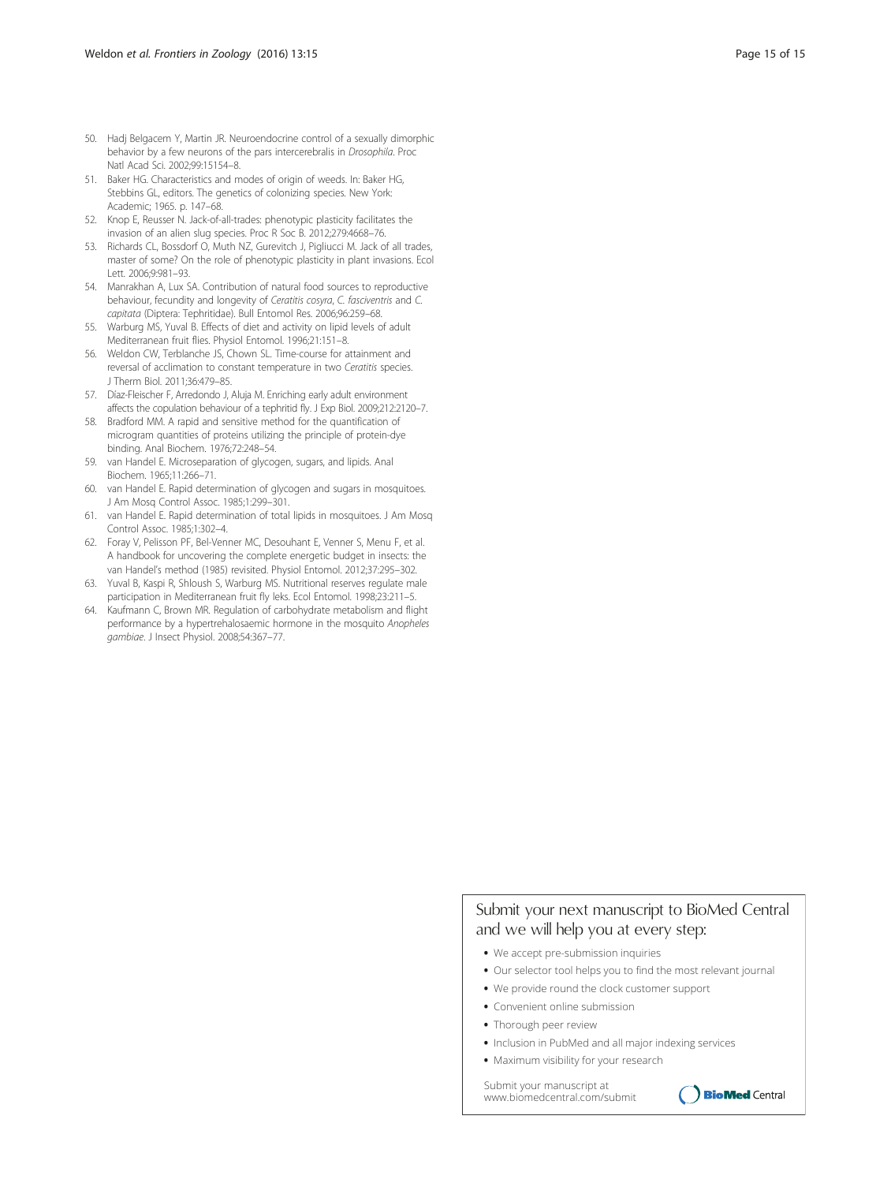50. Hadj Belgacem Y, Martin JR. Neuroendocrine control of a sexually dimorphic behavior by a few neurons of the pars intercerebralis in *Drosophila*. Proc Natl Acad Sci. 2002;99:15154–8.
51. Baker HG. Characteristics and modes of origin of weeds. In: Baker HG, Stebbins GL, editors. The genetics of colonizing species. New York: Academic; 1965. p. 147–68.
52. Knop E, Reusser N. Jack-of-all-trades: phenotypic plasticity facilitates the invasion of an alien slug species. Proc R Soc B. 2012;279:4668–76.
53. Richards CL, Bossdorf O, Muth NZ, Gurevitch J, Pigliucci M. Jack of all trades, master of some? On the role of phenotypic plasticity in plant invasions. Ecol Lett. 2006;9:981–93.
54. Manrakhan A, Lux SA. Contribution of natural food sources to reproductive behaviour, fecundity and longevity of *Ceratitis cosyra*, *C. fasciventris* and *C. capitata* (Diptera: Tephritidae). Bull Entomol Res. 2006;96:259–68.
55. Warburg MS, Yuval B. Effects of diet and activity on lipid levels of adult Mediterranean fruit flies. Physiol Entomol. 1996;21:151–8.
56. Weldon CW, Terblanche JS, Chown SL. Time-course for attainment and reversal of acclimation to constant temperature in two *Ceratitis* species. J Therm Biol. 2011;36:479–85.
57. Díaz-Fleischer F, Arredondo J, Aluja M. Enriching early adult environment affects the copulation behaviour of a tephritid fly. J Exp Biol. 2009;212:2120–7.
58. Bradford MM. A rapid and sensitive method for the quantification of microgram quantities of proteins utilizing the principle of protein-dye binding. Anal Biochem. 1976;72:248–54.
59. van Handel E. Microseparation of glycogen, sugars, and lipids. Anal Biochem. 1965;11:266–71.
60. van Handel E. Rapid determination of glycogen and sugars in mosquitoes. J Am Mosq Control Assoc. 1985;1:299–301.
61. van Handel E. Rapid determination of total lipids in mosquitoes. J Am Mosq Control Assoc. 1985;1:302–4.
62. Foray V, Pelisson PF, Bel-Venner MC, Desouhant E, Venner S, Menu F, et al. A handbook for uncovering the complete energetic budget in insects: the van Handel's method (1985) revisited. Physiol Entomol. 2012;37:295–302.
63. Yuval B, Kaspi R, Shloush S, Warburg MS. Nutritional reserves regulate male participation in Mediterranean fruit fly leks. Ecol Entomol. 1998;23:211–5.
64. Kaufmann C, Brown MR. Regulation of carbohydrate metabolism and flight performance by a hypertrehalosaemic hormone in the mosquito *Anopheles gambiae*. J Insect Physiol. 2008;54:367–77.

Submit your next manuscript to BioMed Central and we will help you at every step:

- We accept pre-submission inquiries
- Our selector tool helps you to find the most relevant journal
- We provide round the clock customer support
- Convenient online submission
- Thorough peer review
- Inclusion in PubMed and all major indexing services
- Maximum visibility for your research

Submit your manuscript at
www.biomedcentral.com/submit

BioMed Central